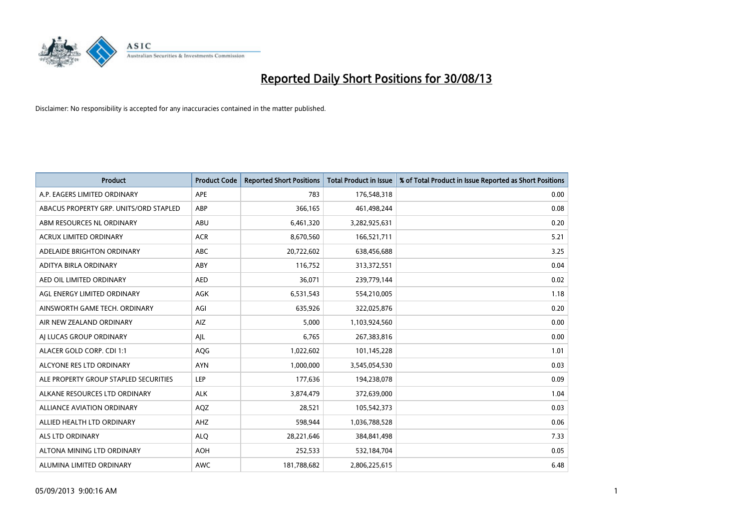# Reported Daily Short Positions for 30/08/13

Disclaimer: No responsibility is accepted for any inaccuracies contained in the matter published.

| Product | Product Code | Reported Short Positions | Total Product in Issue | % of Total Product in Issue Reported as Short Positions |
|---|---|---|---|---|
| A.P. EAGERS LIMITED ORDINARY | APE | 783 | 176,548,318 | 0.00 |
| ABACUS PROPERTY GRP. UNITS/ORD STAPLED | ABP | 366,165 | 461,498,244 | 0.08 |
| ABM RESOURCES NL ORDINARY | ABU | 6,461,320 | 3,282,925,631 | 0.20 |
| ACRUX LIMITED ORDINARY | ACR | 8,670,560 | 166,521,711 | 5.21 |
| ADELAIDE BRIGHTON ORDINARY | ABC | 20,722,602 | 638,456,688 | 3.25 |
| ADITYA BIRLA ORDINARY | ABY | 116,752 | 313,372,551 | 0.04 |
| AED OIL LIMITED ORDINARY | AED | 36,071 | 239,779,144 | 0.02 |
| AGL ENERGY LIMITED ORDINARY | AGK | 6,531,543 | 554,210,005 | 1.18 |
| AINSWORTH GAME TECH. ORDINARY | AGI | 635,926 | 322,025,876 | 0.20 |
| AIR NEW ZEALAND ORDINARY | AIZ | 5,000 | 1,103,924,560 | 0.00 |
| AJ LUCAS GROUP ORDINARY | AJL | 6,765 | 267,383,816 | 0.00 |
| ALACER GOLD CORP. CDI 1:1 | AQG | 1,022,602 | 101,145,228 | 1.01 |
| ALCYONE RES LTD ORDINARY | AYN | 1,000,000 | 3,545,054,530 | 0.03 |
| ALE PROPERTY GROUP STAPLED SECURITIES | LEP | 177,636 | 194,238,078 | 0.09 |
| ALKANE RESOURCES LTD ORDINARY | ALK | 3,874,479 | 372,639,000 | 1.04 |
| ALLIANCE AVIATION ORDINARY | AQZ | 28,521 | 105,542,373 | 0.03 |
| ALLIED HEALTH LTD ORDINARY | AHZ | 598,944 | 1,036,788,528 | 0.06 |
| ALS LTD ORDINARY | ALQ | 28,221,646 | 384,841,498 | 7.33 |
| ALTONA MINING LTD ORDINARY | AOH | 252,533 | 532,184,704 | 0.05 |
| ALUMINA LIMITED ORDINARY | AWC | 181,788,682 | 2,806,225,615 | 6.48 |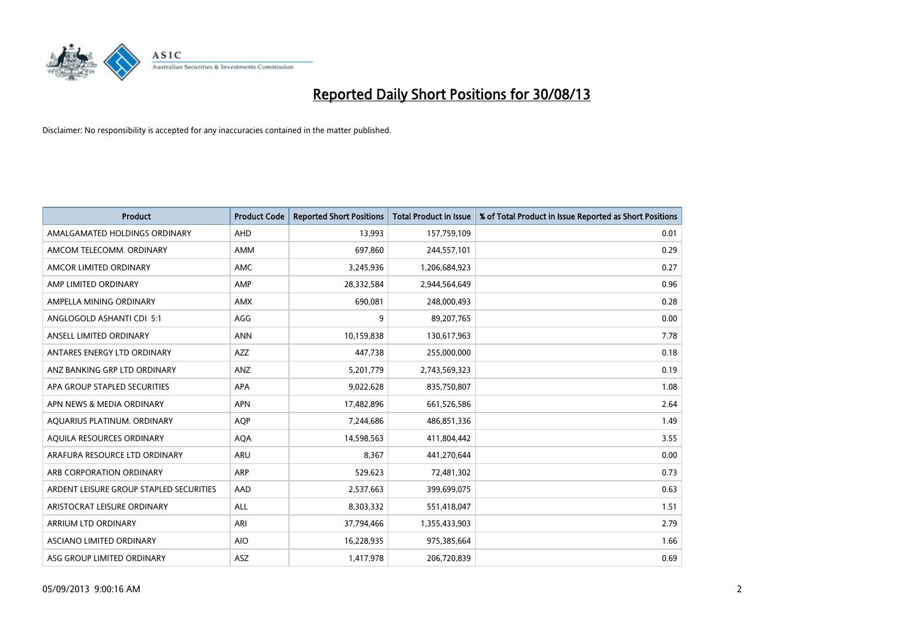# Reported Daily Short Positions for 30/08/13

Disclaimer: No responsibility is accepted for any inaccuracies contained in the matter published.

| Product | Product Code | Reported Short Positions | Total Product in Issue | % of Total Product in Issue Reported as Short Positions |
|---|---|---|---|---|
| AMALGAMATED HOLDINGS ORDINARY | AHD | 13,993 | 157,759,109 | 0.01 |
| AMCOM TELECOMM. ORDINARY | AMM | 697,860 | 244,557,101 | 0.29 |
| AMCOR LIMITED ORDINARY | AMC | 3,245,936 | 1,206,684,923 | 0.27 |
| AMP LIMITED ORDINARY | AMP | 28,332,584 | 2,944,564,649 | 0.96 |
| AMPELLA MINING ORDINARY | AMX | 690,081 | 248,000,493 | 0.28 |
| ANGLOGOLD ASHANTI CDI 5:1 | AGG | 9 | 89,207,765 | 0.00 |
| ANSELL LIMITED ORDINARY | ANN | 10,159,838 | 130,617,963 | 7.78 |
| ANTARES ENERGY LTD ORDINARY | AZZ | 447,738 | 255,000,000 | 0.18 |
| ANZ BANKING GRP LTD ORDINARY | ANZ | 5,201,779 | 2,743,569,323 | 0.19 |
| APA GROUP STAPLED SECURITIES | APA | 9,022,628 | 835,750,807 | 1.08 |
| APN NEWS & MEDIA ORDINARY | APN | 17,482,896 | 661,526,586 | 2.64 |
| AQUARIUS PLATINUM. ORDINARY | AQP | 7,244,686 | 486,851,336 | 1.49 |
| AQUILA RESOURCES ORDINARY | AQA | 14,598,563 | 411,804,442 | 3.55 |
| ARAFURA RESOURCE LTD ORDINARY | ARU | 8,367 | 441,270,644 | 0.00 |
| ARB CORPORATION ORDINARY | ARP | 529,623 | 72,481,302 | 0.73 |
| ARDENT LEISURE GROUP STAPLED SECURITIES | AAD | 2,537,663 | 399,699,075 | 0.63 |
| ARISTOCRAT LEISURE ORDINARY | ALL | 8,303,332 | 551,418,047 | 1.51 |
| ARRIUM LTD ORDINARY | ARI | 37,794,466 | 1,355,433,903 | 2.79 |
| ASCIANO LIMITED ORDINARY | AIO | 16,228,935 | 975,385,664 | 1.66 |
| ASG GROUP LIMITED ORDINARY | ASZ | 1,417,978 | 206,720,839 | 0.69 |

05/09/2013 9:00:16 AM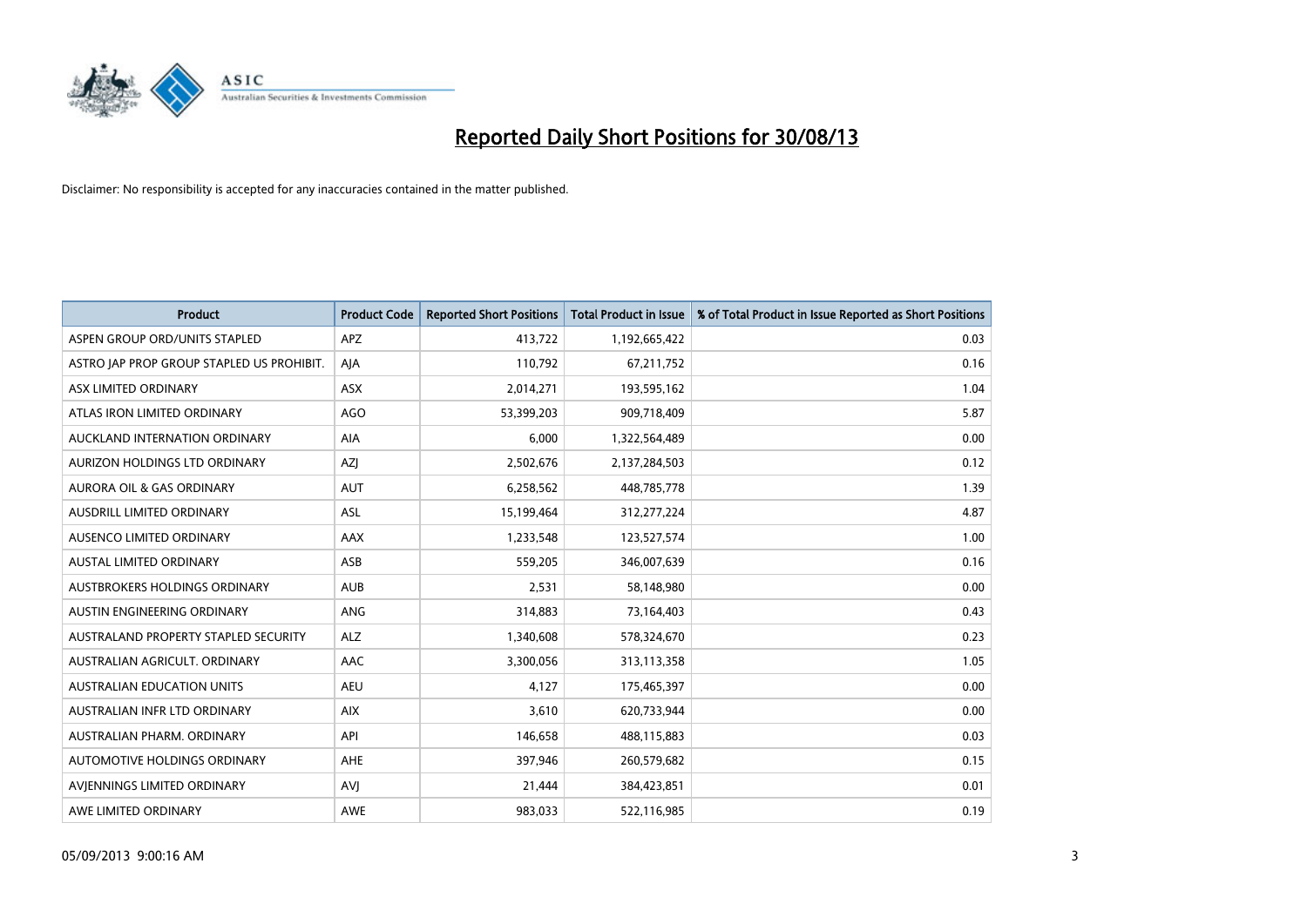# Reported Daily Short Positions for 30/08/13

Disclaimer: No responsibility is accepted for any inaccuracies contained in the matter published.

| Product | Product Code | Reported Short Positions | Total Product in Issue | % of Total Product in Issue Reported as Short Positions |
|---|---|---|---|---|
| ASPEN GROUP ORD/UNITS STAPLED | APZ | 413,722 | 1,192,665,422 | 0.03 |
| ASTRO JAP PROP GROUP STAPLED US PROHIBIT. | AJA | 110,792 | 67,211,752 | 0.16 |
| ASX LIMITED ORDINARY | ASX | 2,014,271 | 193,595,162 | 1.04 |
| ATLAS IRON LIMITED ORDINARY | AGO | 53,399,203 | 909,718,409 | 5.87 |
| AUCKLAND INTERNATION ORDINARY | AIA | 6,000 | 1,322,564,489 | 0.00 |
| AURIZON HOLDINGS LTD ORDINARY | AZJ | 2,502,676 | 2,137,284,503 | 0.12 |
| AURORA OIL & GAS ORDINARY | AUT | 6,258,562 | 448,785,778 | 1.39 |
| AUSDRILL LIMITED ORDINARY | ASL | 15,199,464 | 312,277,224 | 4.87 |
| AUSENCO LIMITED ORDINARY | AAX | 1,233,548 | 123,527,574 | 1.00 |
| AUSTAL LIMITED ORDINARY | ASB | 559,205 | 346,007,639 | 0.16 |
| AUSTBROKERS HOLDINGS ORDINARY | AUB | 2,531 | 58,148,980 | 0.00 |
| AUSTIN ENGINEERING ORDINARY | ANG | 314,883 | 73,164,403 | 0.43 |
| AUSTRALAND PROPERTY STAPLED SECURITY | ALZ | 1,340,608 | 578,324,670 | 0.23 |
| AUSTRALIAN AGRICULT. ORDINARY | AAC | 3,300,056 | 313,113,358 | 1.05 |
| AUSTRALIAN EDUCATION UNITS | AEU | 4,127 | 175,465,397 | 0.00 |
| AUSTRALIAN INFR LTD ORDINARY | AIX | 3,610 | 620,733,944 | 0.00 |
| AUSTRALIAN PHARM. ORDINARY | API | 146,658 | 488,115,883 | 0.03 |
| AUTOMOTIVE HOLDINGS ORDINARY | AHE | 397,946 | 260,579,682 | 0.15 |
| AVJENNINGS LIMITED ORDINARY | AVJ | 21,444 | 384,423,851 | 0.01 |
| AWE LIMITED ORDINARY | AWE | 983,033 | 522,116,985 | 0.19 |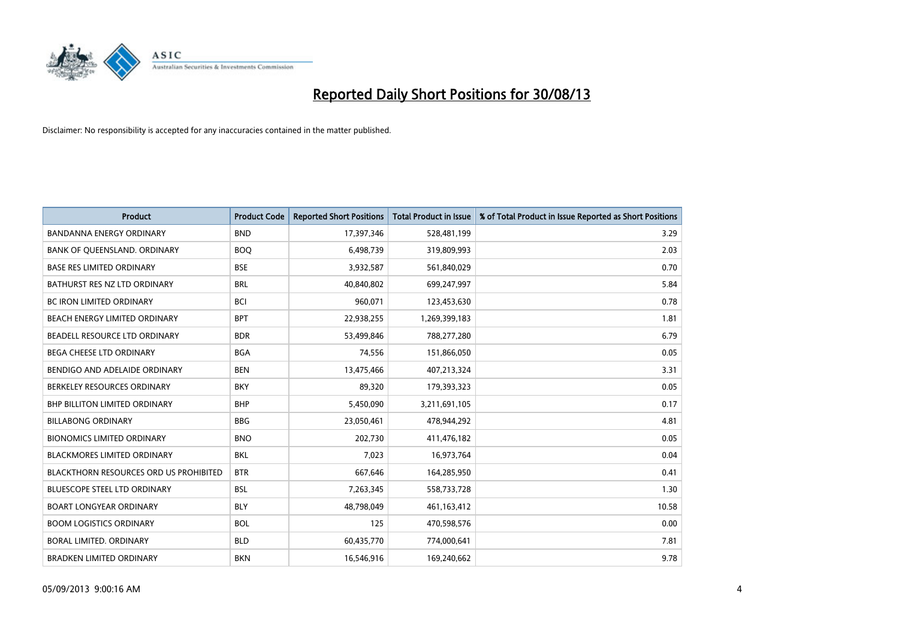# Reported Daily Short Positions for 30/08/13

Disclaimer: No responsibility is accepted for any inaccuracies contained in the matter published.

| Product | Product Code | Reported Short Positions | Total Product in Issue | % of Total Product in Issue Reported as Short Positions |
|---|---|---|---|---|
| BANDANNA ENERGY ORDINARY | BND | 17,397,346 | 528,481,199 | 3.29 |
| BANK OF QUEENSLAND. ORDINARY | BOQ | 6,498,739 | 319,809,993 | 2.03 |
| BASE RES LIMITED ORDINARY | BSE | 3,932,587 | 561,840,029 | 0.70 |
| BATHURST RES NZ LTD ORDINARY | BRL | 40,840,802 | 699,247,997 | 5.84 |
| BC IRON LIMITED ORDINARY | BCI | 960,071 | 123,453,630 | 0.78 |
| BEACH ENERGY LIMITED ORDINARY | BPT | 22,938,255 | 1,269,399,183 | 1.81 |
| BEADELL RESOURCE LTD ORDINARY | BDR | 53,499,846 | 788,277,280 | 6.79 |
| BEGA CHEESE LTD ORDINARY | BGA | 74,556 | 151,866,050 | 0.05 |
| BENDIGO AND ADELAIDE ORDINARY | BEN | 13,475,466 | 407,213,324 | 3.31 |
| BERKELEY RESOURCES ORDINARY | BKY | 89,320 | 179,393,323 | 0.05 |
| BHP BILLITON LIMITED ORDINARY | BHP | 5,450,090 | 3,211,691,105 | 0.17 |
| BILLABONG ORDINARY | BBG | 23,050,461 | 478,944,292 | 4.81 |
| BIONOMICS LIMITED ORDINARY | BNO | 202,730 | 411,476,182 | 0.05 |
| BLACKMORES LIMITED ORDINARY | BKL | 7,023 | 16,973,764 | 0.04 |
| BLACKTHORN RESOURCES ORD US PROHIBITED | BTR | 667,646 | 164,285,950 | 0.41 |
| BLUESCOPE STEEL LTD ORDINARY | BSL | 7,263,345 | 558,733,728 | 1.30 |
| BOART LONGYEAR ORDINARY | BLY | 48,798,049 | 461,163,412 | 10.58 |
| BOOM LOGISTICS ORDINARY | BOL | 125 | 470,598,576 | 0.00 |
| BORAL LIMITED. ORDINARY | BLD | 60,435,770 | 774,000,641 | 7.81 |
| BRADKEN LIMITED ORDINARY | BKN | 16,546,916 | 169,240,662 | 9.78 |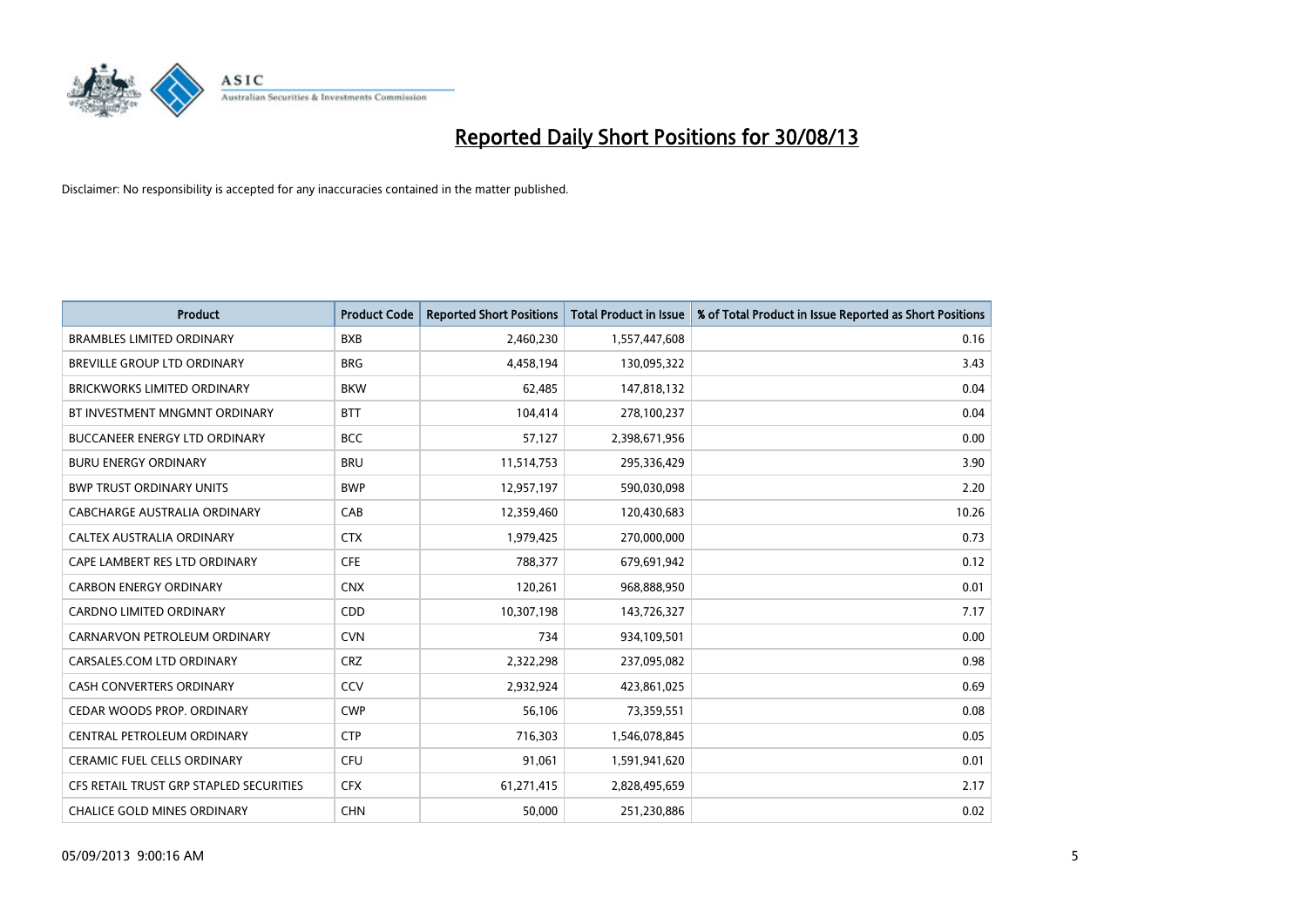# Reported Daily Short Positions for 30/08/13

Disclaimer: No responsibility is accepted for any inaccuracies contained in the matter published.

| Product | Product Code | Reported Short Positions | Total Product in Issue | % of Total Product in Issue Reported as Short Positions |
|---|---|---|---|---|
| BRAMBLES LIMITED ORDINARY | BXB | 2,460,230 | 1,557,447,608 | 0.16 |
| BREVILLE GROUP LTD ORDINARY | BRG | 4,458,194 | 130,095,322 | 3.43 |
| BRICKWORKS LIMITED ORDINARY | BKW | 62,485 | 147,818,132 | 0.04 |
| BT INVESTMENT MNGMNT ORDINARY | BTT | 104,414 | 278,100,237 | 0.04 |
| BUCCANEER ENERGY LTD ORDINARY | BCC | 57,127 | 2,398,671,956 | 0.00 |
| BURU ENERGY ORDINARY | BRU | 11,514,753 | 295,336,429 | 3.90 |
| BWP TRUST ORDINARY UNITS | BWP | 12,957,197 | 590,030,098 | 2.20 |
| CABCHARGE AUSTRALIA ORDINARY | CAB | 12,359,460 | 120,430,683 | 10.26 |
| CALTEX AUSTRALIA ORDINARY | CTX | 1,979,425 | 270,000,000 | 0.73 |
| CAPE LAMBERT RES LTD ORDINARY | CFE | 788,377 | 679,691,942 | 0.12 |
| CARBON ENERGY ORDINARY | CNX | 120,261 | 968,888,950 | 0.01 |
| CARDNO LIMITED ORDINARY | CDD | 10,307,198 | 143,726,327 | 7.17 |
| CARNARVON PETROLEUM ORDINARY | CVN | 734 | 934,109,501 | 0.00 |
| CARSALES.COM LTD ORDINARY | CRZ | 2,322,298 | 237,095,082 | 0.98 |
| CASH CONVERTERS ORDINARY | CCV | 2,932,924 | 423,861,025 | 0.69 |
| CEDAR WOODS PROP. ORDINARY | CWP | 56,106 | 73,359,551 | 0.08 |
| CENTRAL PETROLEUM ORDINARY | CTP | 716,303 | 1,546,078,845 | 0.05 |
| CERAMIC FUEL CELLS ORDINARY | CFU | 91,061 | 1,591,941,620 | 0.01 |
| CFS RETAIL TRUST GRP STAPLED SECURITIES | CFX | 61,271,415 | 2,828,495,659 | 2.17 |
| CHALICE GOLD MINES ORDINARY | CHN | 50,000 | 251,230,886 | 0.02 |

05/09/2013 9:00:16 AM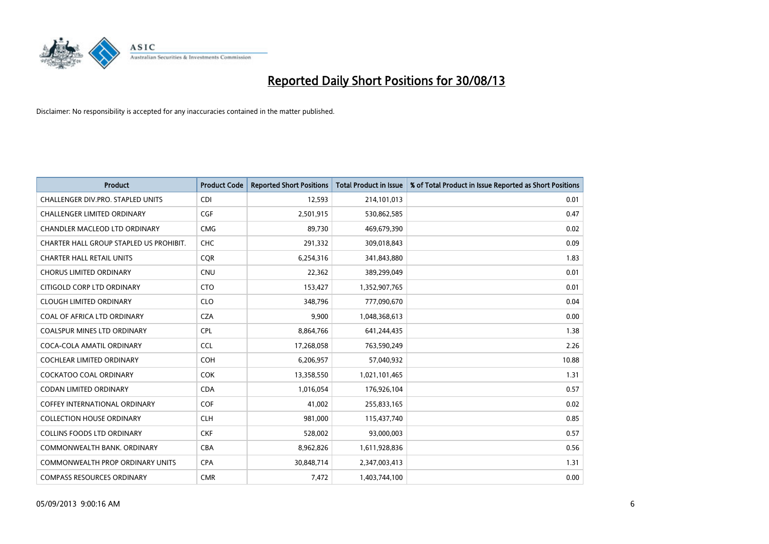# Reported Daily Short Positions for 30/08/13

Disclaimer: No responsibility is accepted for any inaccuracies contained in the matter published.

| Product | Product Code | Reported Short Positions | Total Product in Issue | % of Total Product in Issue Reported as Short Positions |
|---|---|---|---|---|
| CHALLENGER DIV.PRO. STAPLED UNITS | CDI | 12,593 | 214,101,013 | 0.01 |
| CHALLENGER LIMITED ORDINARY | CGF | 2,501,915 | 530,862,585 | 0.47 |
| CHANDLER MACLEOD LTD ORDINARY | CMG | 89,730 | 469,679,390 | 0.02 |
| CHARTER HALL GROUP STAPLED US PROHIBIT. | CHC | 291,332 | 309,018,843 | 0.09 |
| CHARTER HALL RETAIL UNITS | CQR | 6,254,316 | 341,843,880 | 1.83 |
| CHORUS LIMITED ORDINARY | CNU | 22,362 | 389,299,049 | 0.01 |
| CITIGOLD CORP LTD ORDINARY | CTO | 153,427 | 1,352,907,765 | 0.01 |
| CLOUGH LIMITED ORDINARY | CLO | 348,796 | 777,090,670 | 0.04 |
| COAL OF AFRICA LTD ORDINARY | CZA | 9,900 | 1,048,368,613 | 0.00 |
| COALSPUR MINES LTD ORDINARY | CPL | 8,864,766 | 641,244,435 | 1.38 |
| COCA-COLA AMATIL ORDINARY | CCL | 17,268,058 | 763,590,249 | 2.26 |
| COCHLEAR LIMITED ORDINARY | COH | 6,206,957 | 57,040,932 | 10.88 |
| COCKATOO COAL ORDINARY | COK | 13,358,550 | 1,021,101,465 | 1.31 |
| CODAN LIMITED ORDINARY | CDA | 1,016,054 | 176,926,104 | 0.57 |
| COFFEY INTERNATIONAL ORDINARY | COF | 41,002 | 255,833,165 | 0.02 |
| COLLECTION HOUSE ORDINARY | CLH | 981,000 | 115,437,740 | 0.85 |
| COLLINS FOODS LTD ORDINARY | CKF | 528,002 | 93,000,003 | 0.57 |
| COMMONWEALTH BANK. ORDINARY | CBA | 8,962,826 | 1,611,928,836 | 0.56 |
| COMMONWEALTH PROP ORDINARY UNITS | CPA | 30,848,714 | 2,347,003,413 | 1.31 |
| COMPASS RESOURCES ORDINARY | CMR | 7,472 | 1,403,744,100 | 0.00 |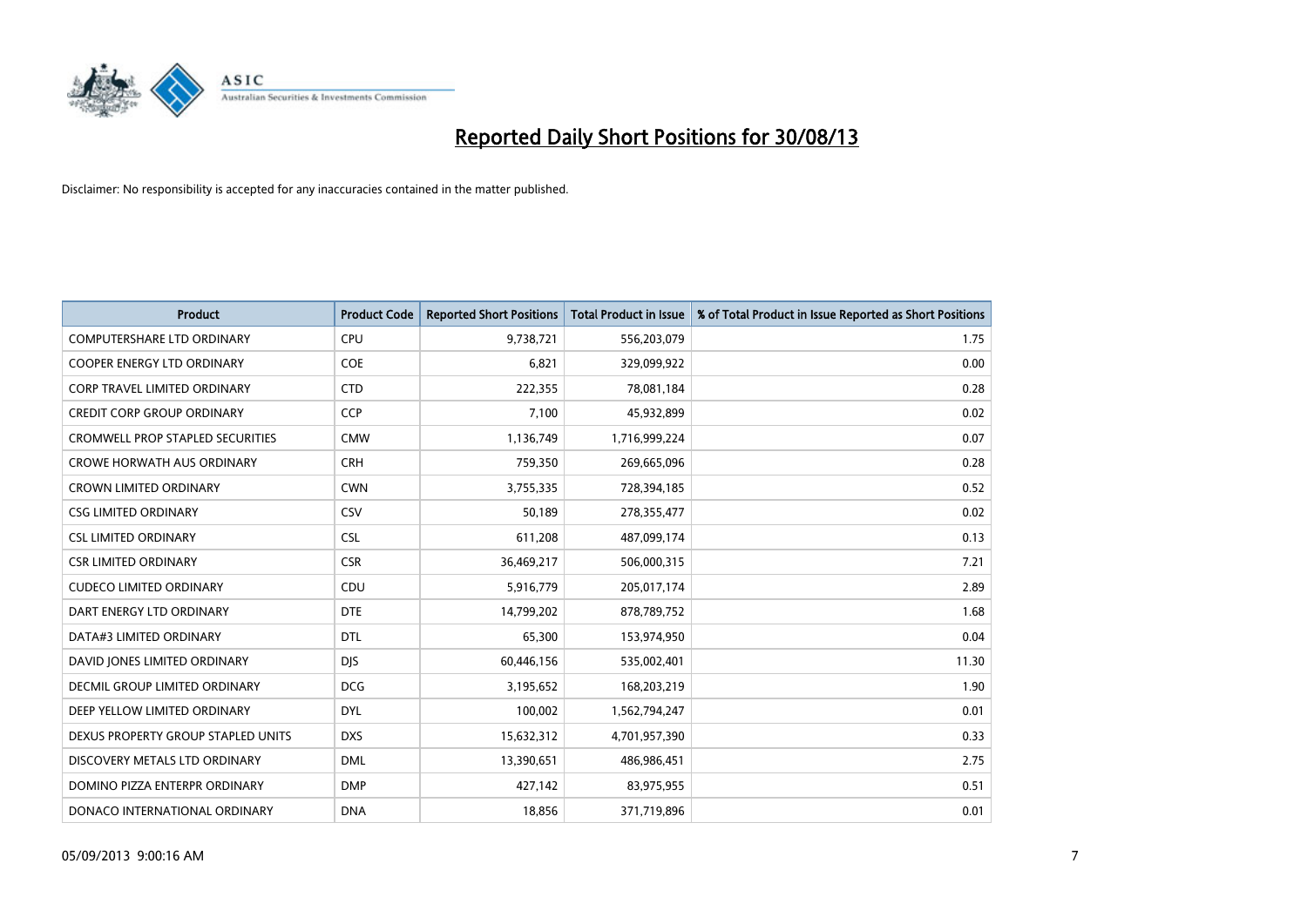# Reported Daily Short Positions for 30/08/13

Disclaimer: No responsibility is accepted for any inaccuracies contained in the matter published.

| Product | Product Code | Reported Short Positions | Total Product in Issue | % of Total Product in Issue Reported as Short Positions |
|---|---|---|---|---|
| COMPUTERSHARE LTD ORDINARY | CPU | 9,738,721 | 556,203,079 | 1.75 |
| COOPER ENERGY LTD ORDINARY | COE | 6,821 | 329,099,922 | 0.00 |
| CORP TRAVEL LIMITED ORDINARY | CTD | 222,355 | 78,081,184 | 0.28 |
| CREDIT CORP GROUP ORDINARY | CCP | 7,100 | 45,932,899 | 0.02 |
| CROMWELL PROP STAPLED SECURITIES | CMW | 1,136,749 | 1,716,999,224 | 0.07 |
| CROWE HORWATH AUS ORDINARY | CRH | 759,350 | 269,665,096 | 0.28 |
| CROWN LIMITED ORDINARY | CWN | 3,755,335 | 728,394,185 | 0.52 |
| CSG LIMITED ORDINARY | CSV | 50,189 | 278,355,477 | 0.02 |
| CSL LIMITED ORDINARY | CSL | 611,208 | 487,099,174 | 0.13 |
| CSR LIMITED ORDINARY | CSR | 36,469,217 | 506,000,315 | 7.21 |
| CUDECO LIMITED ORDINARY | CDU | 5,916,779 | 205,017,174 | 2.89 |
| DART ENERGY LTD ORDINARY | DTE | 14,799,202 | 878,789,752 | 1.68 |
| DATA#3 LIMITED ORDINARY | DTL | 65,300 | 153,974,950 | 0.04 |
| DAVID JONES LIMITED ORDINARY | DJS | 60,446,156 | 535,002,401 | 11.30 |
| DECMIL GROUP LIMITED ORDINARY | DCG | 3,195,652 | 168,203,219 | 1.90 |
| DEEP YELLOW LIMITED ORDINARY | DYL | 100,002 | 1,562,794,247 | 0.01 |
| DEXUS PROPERTY GROUP STAPLED UNITS | DXS | 15,632,312 | 4,701,957,390 | 0.33 |
| DISCOVERY METALS LTD ORDINARY | DML | 13,390,651 | 486,986,451 | 2.75 |
| DOMINO PIZZA ENTERPR ORDINARY | DMP | 427,142 | 83,975,955 | 0.51 |
| DONACO INTERNATIONAL ORDINARY | DNA | 18,856 | 371,719,896 | 0.01 |

05/09/2013 9:00:16 AM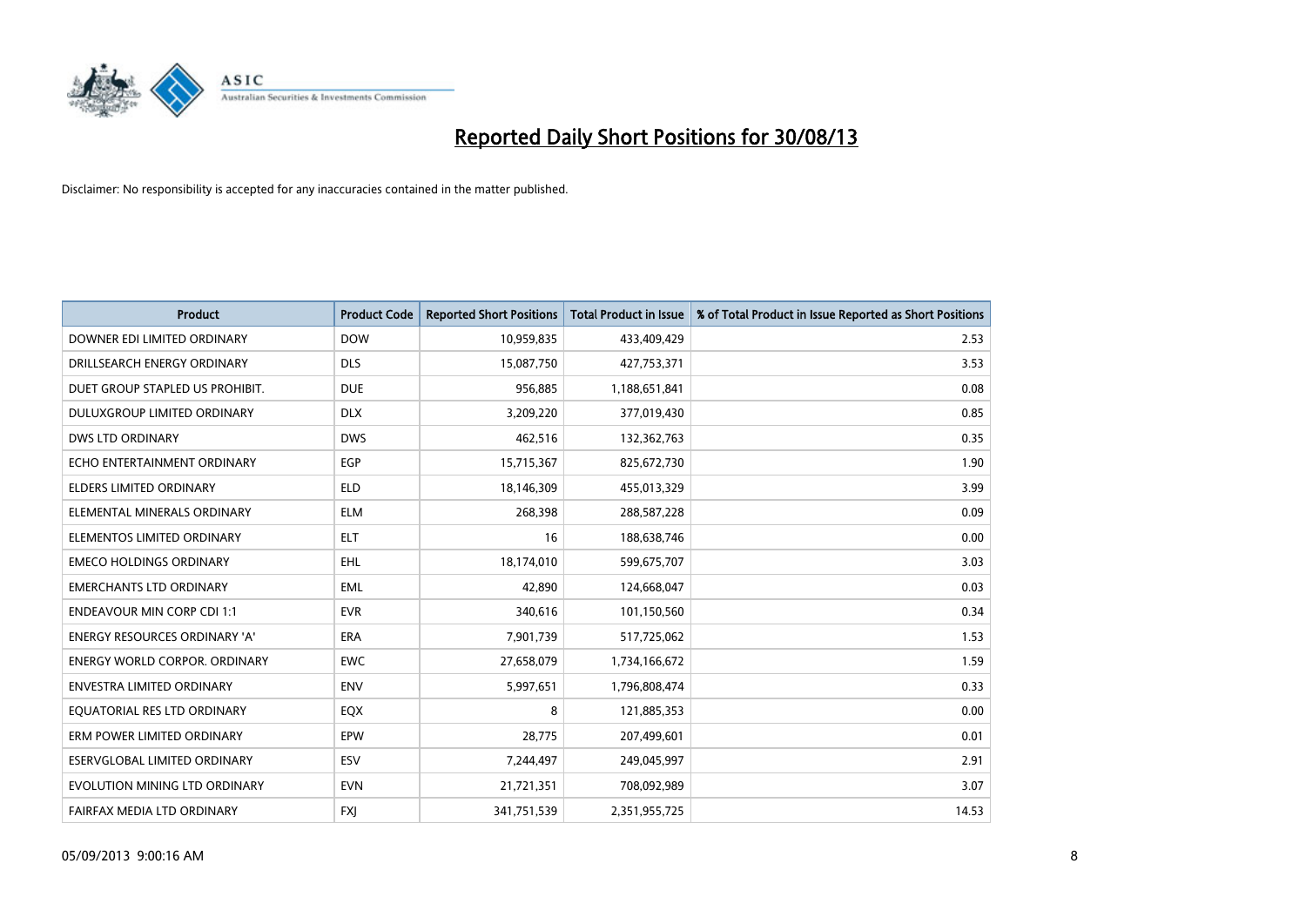# Reported Daily Short Positions for 30/08/13

Disclaimer: No responsibility is accepted for any inaccuracies contained in the matter published.

| Product | Product Code | Reported Short Positions | Total Product in Issue | % of Total Product in Issue Reported as Short Positions |
|---|---|---|---|---|
| DOWNER EDI LIMITED ORDINARY | DOW | 10,959,835 | 433,409,429 | 2.53 |
| DRILLSEARCH ENERGY ORDINARY | DLS | 15,087,750 | 427,753,371 | 3.53 |
| DUET GROUP STAPLED US PROHIBIT. | DUE | 956,885 | 1,188,651,841 | 0.08 |
| DULUXGROUP LIMITED ORDINARY | DLX | 3,209,220 | 377,019,430 | 0.85 |
| DWS LTD ORDINARY | DWS | 462,516 | 132,362,763 | 0.35 |
| ECHO ENTERTAINMENT ORDINARY | EGP | 15,715,367 | 825,672,730 | 1.90 |
| ELDERS LIMITED ORDINARY | ELD | 18,146,309 | 455,013,329 | 3.99 |
| ELEMENTAL MINERALS ORDINARY | ELM | 268,398 | 288,587,228 | 0.09 |
| ELEMENTOS LIMITED ORDINARY | ELT | 16 | 188,638,746 | 0.00 |
| EMECO HOLDINGS ORDINARY | EHL | 18,174,010 | 599,675,707 | 3.03 |
| EMERCHANTS LTD ORDINARY | EML | 42,890 | 124,668,047 | 0.03 |
| ENDEAVOUR MIN CORP CDI 1:1 | EVR | 340,616 | 101,150,560 | 0.34 |
| ENERGY RESOURCES ORDINARY 'A' | ERA | 7,901,739 | 517,725,062 | 1.53 |
| ENERGY WORLD CORPOR. ORDINARY | EWC | 27,658,079 | 1,734,166,672 | 1.59 |
| ENVESTRA LIMITED ORDINARY | ENV | 5,997,651 | 1,796,808,474 | 0.33 |
| EQUATORIAL RES LTD ORDINARY | EQX | 8 | 121,885,353 | 0.00 |
| ERM POWER LIMITED ORDINARY | EPW | 28,775 | 207,499,601 | 0.01 |
| ESERVGLOBAL LIMITED ORDINARY | ESV | 7,244,497 | 249,045,997 | 2.91 |
| EVOLUTION MINING LTD ORDINARY | EVN | 21,721,351 | 708,092,989 | 3.07 |
| FAIRFAX MEDIA LTD ORDINARY | FXJ | 341,751,539 | 2,351,955,725 | 14.53 |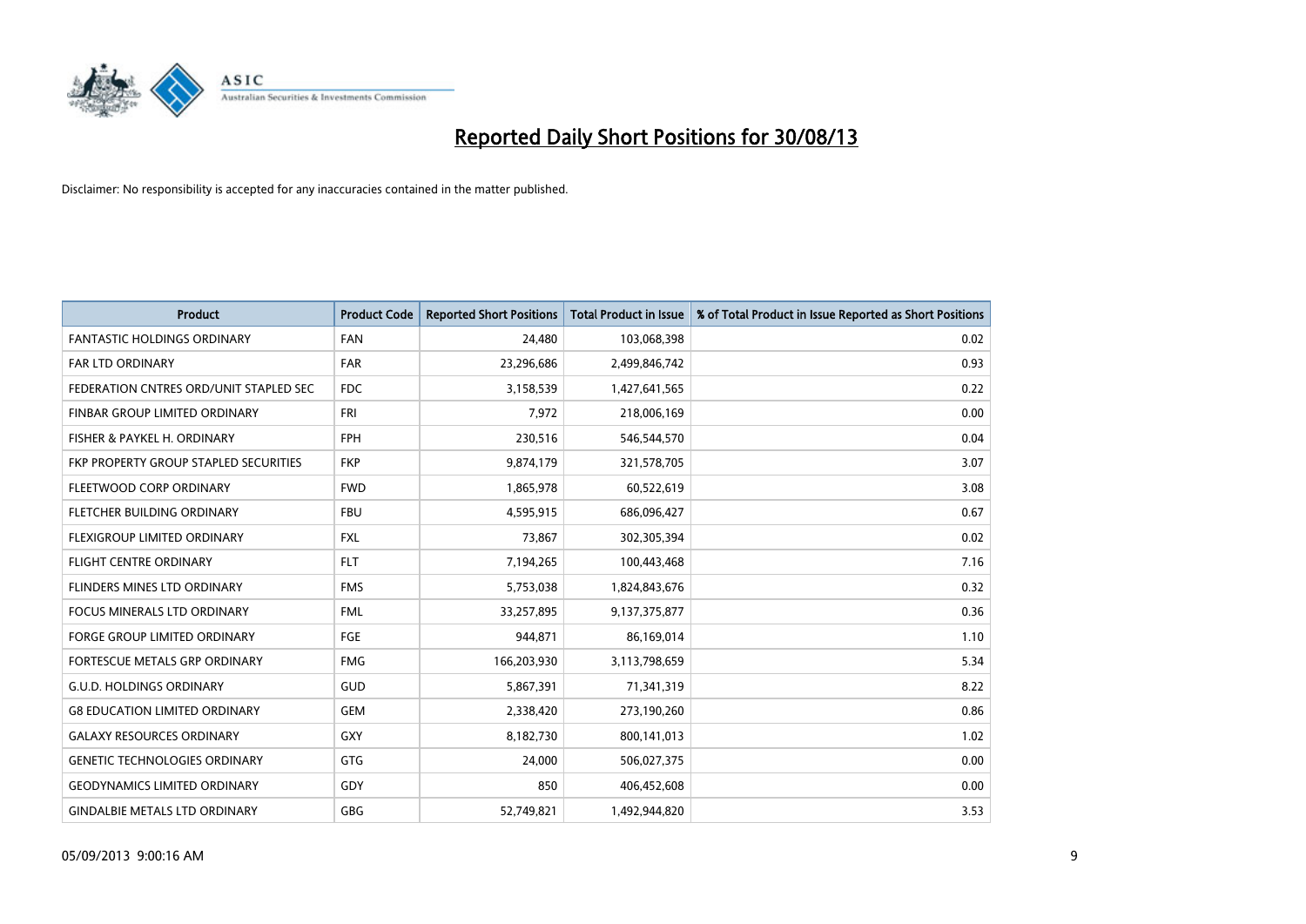# Reported Daily Short Positions for 30/08/13

Disclaimer: No responsibility is accepted for any inaccuracies contained in the matter published.

| Product | Product Code | Reported Short Positions | Total Product in Issue | % of Total Product in Issue Reported as Short Positions |
|---|---|---|---|---|
| FANTASTIC HOLDINGS ORDINARY | FAN | 24,480 | 103,068,398 | 0.02 |
| FAR LTD ORDINARY | FAR | 23,296,686 | 2,499,846,742 | 0.93 |
| FEDERATION CNTRES ORD/UNIT STAPLED SEC | FDC | 3,158,539 | 1,427,641,565 | 0.22 |
| FINBAR GROUP LIMITED ORDINARY | FRI | 7,972 | 218,006,169 | 0.00 |
| FISHER & PAYKEL H. ORDINARY | FPH | 230,516 | 546,544,570 | 0.04 |
| FKP PROPERTY GROUP STAPLED SECURITIES | FKP | 9,874,179 | 321,578,705 | 3.07 |
| FLEETWOOD CORP ORDINARY | FWD | 1,865,978 | 60,522,619 | 3.08 |
| FLETCHER BUILDING ORDINARY | FBU | 4,595,915 | 686,096,427 | 0.67 |
| FLEXIGROUP LIMITED ORDINARY | FXL | 73,867 | 302,305,394 | 0.02 |
| FLIGHT CENTRE ORDINARY | FLT | 7,194,265 | 100,443,468 | 7.16 |
| FLINDERS MINES LTD ORDINARY | FMS | 5,753,038 | 1,824,843,676 | 0.32 |
| FOCUS MINERALS LTD ORDINARY | FML | 33,257,895 | 9,137,375,877 | 0.36 |
| FORGE GROUP LIMITED ORDINARY | FGE | 944,871 | 86,169,014 | 1.10 |
| FORTESCUE METALS GRP ORDINARY | FMG | 166,203,930 | 3,113,798,659 | 5.34 |
| G.U.D. HOLDINGS ORDINARY | GUD | 5,867,391 | 71,341,319 | 8.22 |
| G8 EDUCATION LIMITED ORDINARY | GEM | 2,338,420 | 273,190,260 | 0.86 |
| GALAXY RESOURCES ORDINARY | GXY | 8,182,730 | 800,141,013 | 1.02 |
| GENETIC TECHNOLOGIES ORDINARY | GTG | 24,000 | 506,027,375 | 0.00 |
| GEODYNAMICS LIMITED ORDINARY | GDY | 850 | 406,452,608 | 0.00 |
| GINDALBIE METALS LTD ORDINARY | GBG | 52,749,821 | 1,492,944,820 | 3.53 |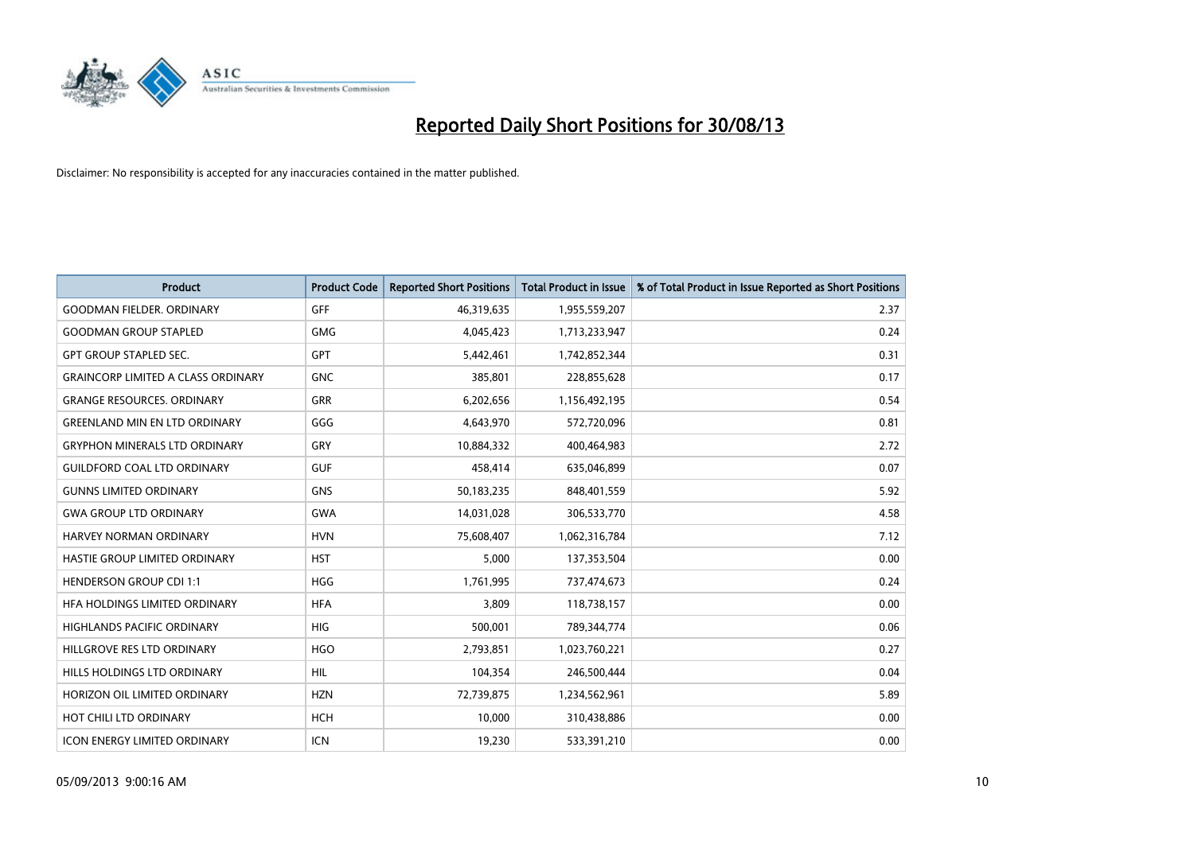# Reported Daily Short Positions for 30/08/13

Disclaimer: No responsibility is accepted for any inaccuracies contained in the matter published.

| Product | Product Code | Reported Short Positions | Total Product in Issue | % of Total Product in Issue Reported as Short Positions |
|---|---|---|---|---|
| GOODMAN FIELDER. ORDINARY | GFF | 46,319,635 | 1,955,559,207 | 2.37 |
| GOODMAN GROUP STAPLED | GMG | 4,045,423 | 1,713,233,947 | 0.24 |
| GPT GROUP STAPLED SEC. | GPT | 5,442,461 | 1,742,852,344 | 0.31 |
| GRAINCORP LIMITED A CLASS ORDINARY | GNC | 385,801 | 228,855,628 | 0.17 |
| GRANGE RESOURCES. ORDINARY | GRR | 6,202,656 | 1,156,492,195 | 0.54 |
| GREENLAND MIN EN LTD ORDINARY | GGG | 4,643,970 | 572,720,096 | 0.81 |
| GRYPHON MINERALS LTD ORDINARY | GRY | 10,884,332 | 400,464,983 | 2.72 |
| GUILDFORD COAL LTD ORDINARY | GUF | 458,414 | 635,046,899 | 0.07 |
| GUNNS LIMITED ORDINARY | GNS | 50,183,235 | 848,401,559 | 5.92 |
| GWA GROUP LTD ORDINARY | GWA | 14,031,028 | 306,533,770 | 4.58 |
| HARVEY NORMAN ORDINARY | HVN | 75,608,407 | 1,062,316,784 | 7.12 |
| HASTIE GROUP LIMITED ORDINARY | HST | 5,000 | 137,353,504 | 0.00 |
| HENDERSON GROUP CDI 1:1 | HGG | 1,761,995 | 737,474,673 | 0.24 |
| HFA HOLDINGS LIMITED ORDINARY | HFA | 3,809 | 118,738,157 | 0.00 |
| HIGHLANDS PACIFIC ORDINARY | HIG | 500,001 | 789,344,774 | 0.06 |
| HILLGROVE RES LTD ORDINARY | HGO | 2,793,851 | 1,023,760,221 | 0.27 |
| HILLS HOLDINGS LTD ORDINARY | HIL | 104,354 | 246,500,444 | 0.04 |
| HORIZON OIL LIMITED ORDINARY | HZN | 72,739,875 | 1,234,562,961 | 5.89 |
| HOT CHILI LTD ORDINARY | HCH | 10,000 | 310,438,886 | 0.00 |
| ICON ENERGY LIMITED ORDINARY | ICN | 19,230 | 533,391,210 | 0.00 |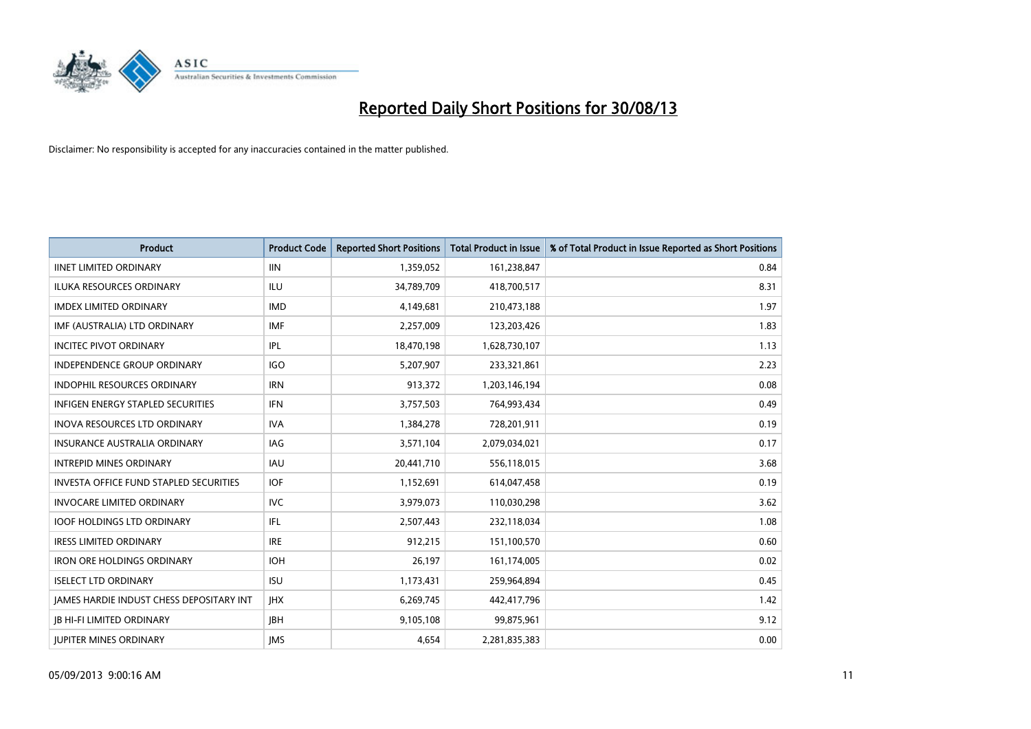# Reported Daily Short Positions for 30/08/13

Disclaimer: No responsibility is accepted for any inaccuracies contained in the matter published.

| Product | Product Code | Reported Short Positions | Total Product in Issue | % of Total Product in Issue Reported as Short Positions |
|---|---|---|---|---|
| IINET LIMITED ORDINARY | IIN | 1,359,052 | 161,238,847 | 0.84 |
| ILUKA RESOURCES ORDINARY | ILU | 34,789,709 | 418,700,517 | 8.31 |
| IMDEX LIMITED ORDINARY | IMD | 4,149,681 | 210,473,188 | 1.97 |
| IMF (AUSTRALIA) LTD ORDINARY | IMF | 2,257,009 | 123,203,426 | 1.83 |
| INCITEC PIVOT ORDINARY | IPL | 18,470,198 | 1,628,730,107 | 1.13 |
| INDEPENDENCE GROUP ORDINARY | IGO | 5,207,907 | 233,321,861 | 2.23 |
| INDOPHIL RESOURCES ORDINARY | IRN | 913,372 | 1,203,146,194 | 0.08 |
| INFIGEN ENERGY STAPLED SECURITIES | IFN | 3,757,503 | 764,993,434 | 0.49 |
| INOVA RESOURCES LTD ORDINARY | IVA | 1,384,278 | 728,201,911 | 0.19 |
| INSURANCE AUSTRALIA ORDINARY | IAG | 3,571,104 | 2,079,034,021 | 0.17 |
| INTREPID MINES ORDINARY | IAU | 20,441,710 | 556,118,015 | 3.68 |
| INVESTA OFFICE FUND STAPLED SECURITIES | IOF | 1,152,691 | 614,047,458 | 0.19 |
| INVOCARE LIMITED ORDINARY | IVC | 3,979,073 | 110,030,298 | 3.62 |
| IOOF HOLDINGS LTD ORDINARY | IFL | 2,507,443 | 232,118,034 | 1.08 |
| IRESS LIMITED ORDINARY | IRE | 912,215 | 151,100,570 | 0.60 |
| IRON ORE HOLDINGS ORDINARY | IOH | 26,197 | 161,174,005 | 0.02 |
| ISELECT LTD ORDINARY | ISU | 1,173,431 | 259,964,894 | 0.45 |
| JAMES HARDIE INDUST CHESS DEPOSITARY INT | JHX | 6,269,745 | 442,417,796 | 1.42 |
| JB HI-FI LIMITED ORDINARY | JBH | 9,105,108 | 99,875,961 | 9.12 |
| JUPITER MINES ORDINARY | JMS | 4,654 | 2,281,835,383 | 0.00 |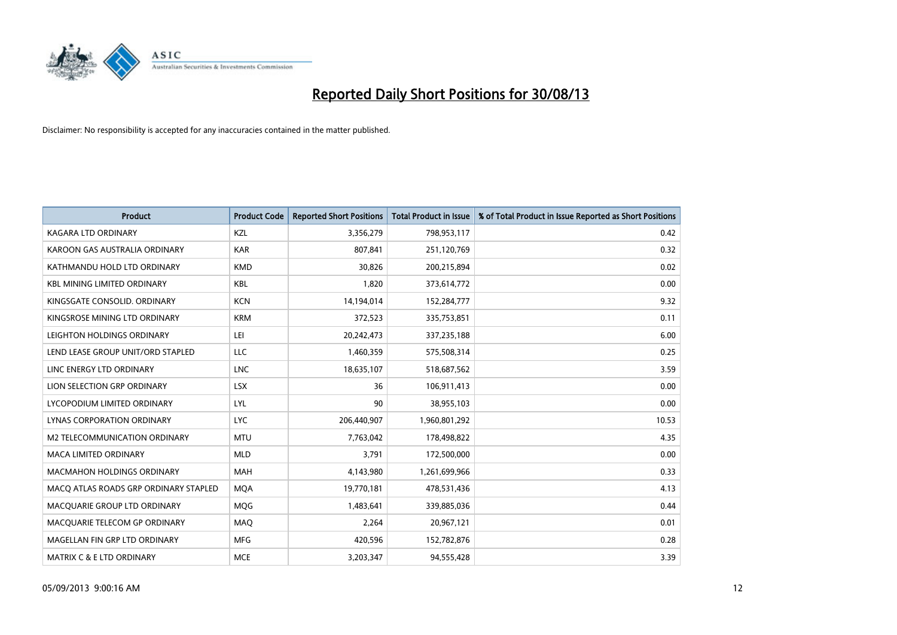# Reported Daily Short Positions for 30/08/13

Disclaimer: No responsibility is accepted for any inaccuracies contained in the matter published.

| Product | Product Code | Reported Short Positions | Total Product in Issue | % of Total Product in Issue Reported as Short Positions |
|---|---|---|---|---|
| KAGARA LTD ORDINARY | KZL | 3,356,279 | 798,953,117 | 0.42 |
| KAROON GAS AUSTRALIA ORDINARY | KAR | 807,841 | 251,120,769 | 0.32 |
| KATHMANDU HOLD LTD ORDINARY | KMD | 30,826 | 200,215,894 | 0.02 |
| KBL MINING LIMITED ORDINARY | KBL | 1,820 | 373,614,772 | 0.00 |
| KINGSGATE CONSOLID. ORDINARY | KCN | 14,194,014 | 152,284,777 | 9.32 |
| KINGSROSE MINING LTD ORDINARY | KRM | 372,523 | 335,753,851 | 0.11 |
| LEIGHTON HOLDINGS ORDINARY | LEI | 20,242,473 | 337,235,188 | 6.00 |
| LEND LEASE GROUP UNIT/ORD STAPLED | LLC | 1,460,359 | 575,508,314 | 0.25 |
| LINC ENERGY LTD ORDINARY | LNC | 18,635,107 | 518,687,562 | 3.59 |
| LION SELECTION GRP ORDINARY | LSX | 36 | 106,911,413 | 0.00 |
| LYCOPODIUM LIMITED ORDINARY | LYL | 90 | 38,955,103 | 0.00 |
| LYNAS CORPORATION ORDINARY | LYC | 206,440,907 | 1,960,801,292 | 10.53 |
| M2 TELECOMMUNICATION ORDINARY | MTU | 7,763,042 | 178,498,822 | 4.35 |
| MACA LIMITED ORDINARY | MLD | 3,791 | 172,500,000 | 0.00 |
| MACMAHON HOLDINGS ORDINARY | MAH | 4,143,980 | 1,261,699,966 | 0.33 |
| MACQ ATLAS ROADS GRP ORDINARY STAPLED | MQA | 19,770,181 | 478,531,436 | 4.13 |
| MACQUARIE GROUP LTD ORDINARY | MQG | 1,483,641 | 339,885,036 | 0.44 |
| MACQUARIE TELECOM GP ORDINARY | MAQ | 2,264 | 20,967,121 | 0.01 |
| MAGELLAN FIN GRP LTD ORDINARY | MFG | 420,596 | 152,782,876 | 0.28 |
| MATRIX C & E LTD ORDINARY | MCE | 3,203,347 | 94,555,428 | 3.39 |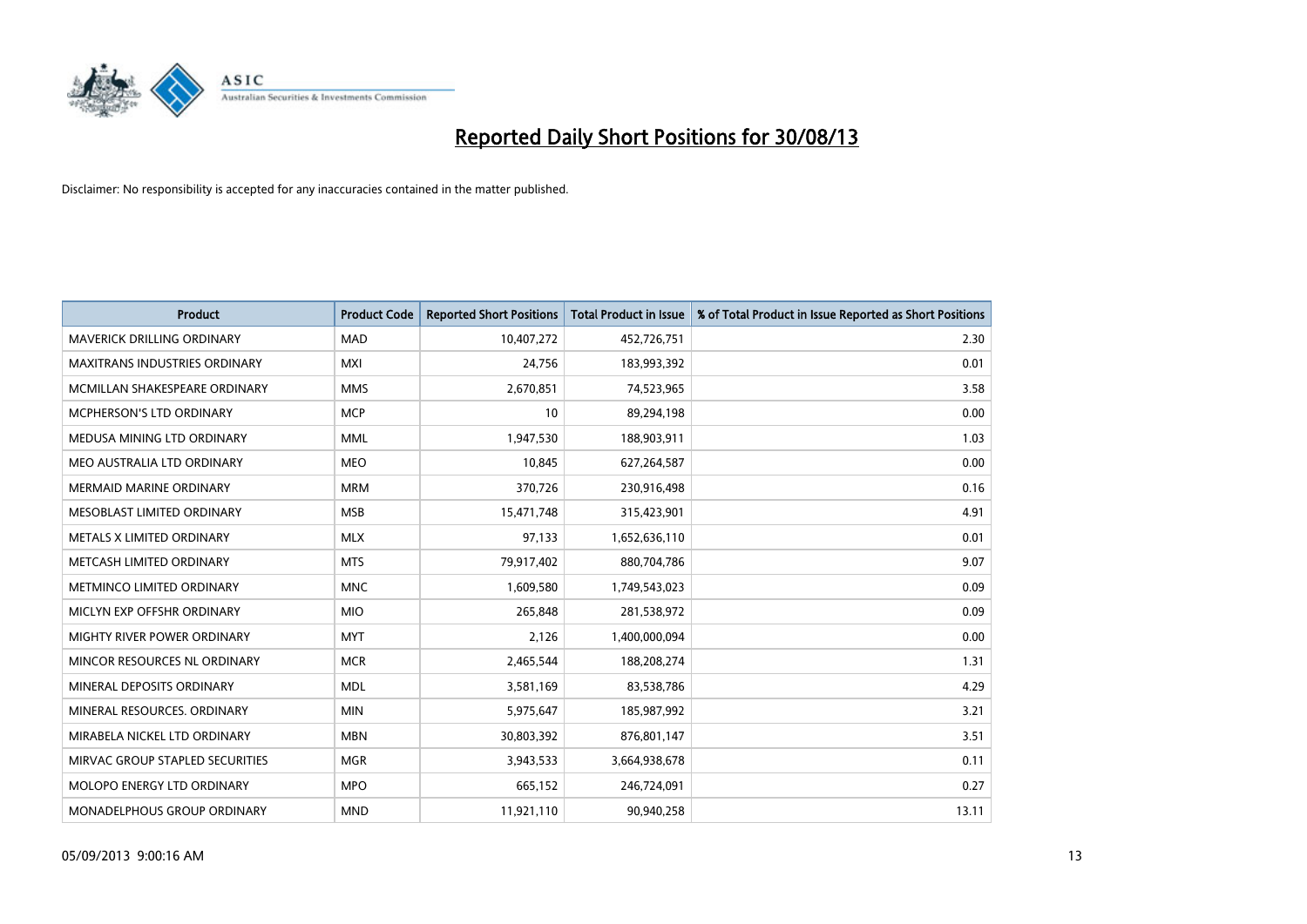# Reported Daily Short Positions for 30/08/13

Disclaimer: No responsibility is accepted for any inaccuracies contained in the matter published.

| Product | Product Code | Reported Short Positions | Total Product in Issue | % of Total Product in Issue Reported as Short Positions |
|---|---|---|---|---|
| MAVERICK DRILLING ORDINARY | MAD | 10,407,272 | 452,726,751 | 2.30 |
| MAXITRANS INDUSTRIES ORDINARY | MXI | 24,756 | 183,993,392 | 0.01 |
| MCMILLAN SHAKESPEARE ORDINARY | MMS | 2,670,851 | 74,523,965 | 3.58 |
| MCPHERSON'S LTD ORDINARY | MCP | 10 | 89,294,198 | 0.00 |
| MEDUSA MINING LTD ORDINARY | MML | 1,947,530 | 188,903,911 | 1.03 |
| MEO AUSTRALIA LTD ORDINARY | MEO | 10,845 | 627,264,587 | 0.00 |
| MERMAID MARINE ORDINARY | MRM | 370,726 | 230,916,498 | 0.16 |
| MESOBLAST LIMITED ORDINARY | MSB | 15,471,748 | 315,423,901 | 4.91 |
| METALS X LIMITED ORDINARY | MLX | 97,133 | 1,652,636,110 | 0.01 |
| METCASH LIMITED ORDINARY | MTS | 79,917,402 | 880,704,786 | 9.07 |
| METMINCO LIMITED ORDINARY | MNC | 1,609,580 | 1,749,543,023 | 0.09 |
| MICLYN EXP OFFSHR ORDINARY | MIO | 265,848 | 281,538,972 | 0.09 |
| MIGHTY RIVER POWER ORDINARY | MYT | 2,126 | 1,400,000,094 | 0.00 |
| MINCOR RESOURCES NL ORDINARY | MCR | 2,465,544 | 188,208,274 | 1.31 |
| MINERAL DEPOSITS ORDINARY | MDL | 3,581,169 | 83,538,786 | 4.29 |
| MINERAL RESOURCES. ORDINARY | MIN | 5,975,647 | 185,987,992 | 3.21 |
| MIRABELA NICKEL LTD ORDINARY | MBN | 30,803,392 | 876,801,147 | 3.51 |
| MIRVAC GROUP STAPLED SECURITIES | MGR | 3,943,533 | 3,664,938,678 | 0.11 |
| MOLOPO ENERGY LTD ORDINARY | MPO | 665,152 | 246,724,091 | 0.27 |
| MONADELPHOUS GROUP ORDINARY | MND | 11,921,110 | 90,940,258 | 13.11 |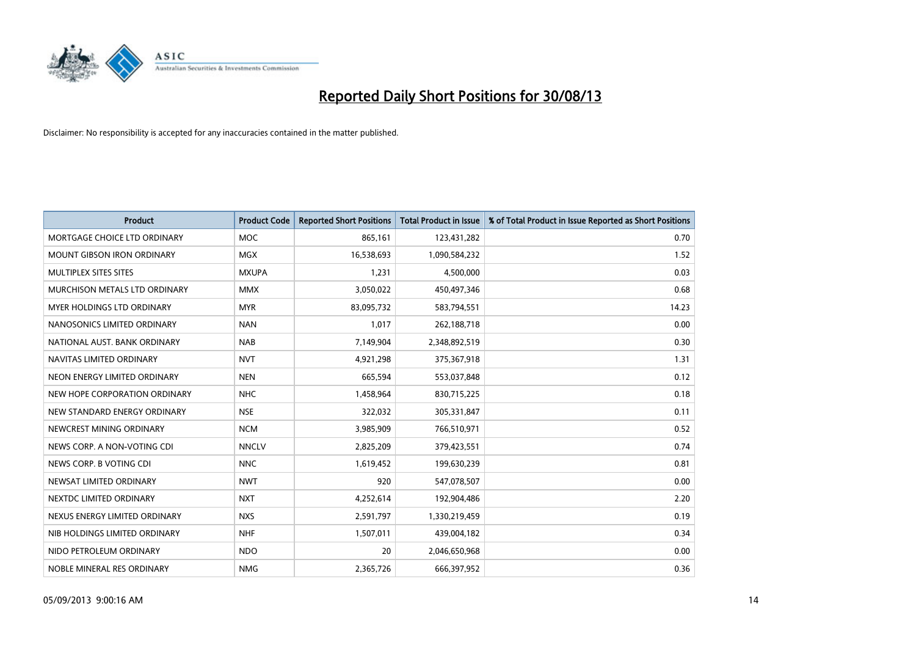# Reported Daily Short Positions for 30/08/13

Disclaimer: No responsibility is accepted for any inaccuracies contained in the matter published.

| Product | Product Code | Reported Short Positions | Total Product in Issue | % of Total Product in Issue Reported as Short Positions |
|---|---|---|---|---|
| MORTGAGE CHOICE LTD ORDINARY | MOC | 865,161 | 123,431,282 | 0.70 |
| MOUNT GIBSON IRON ORDINARY | MGX | 16,538,693 | 1,090,584,232 | 1.52 |
| MULTIPLEX SITES SITES | MXUPA | 1,231 | 4,500,000 | 0.03 |
| MURCHISON METALS LTD ORDINARY | MMX | 3,050,022 | 450,497,346 | 0.68 |
| MYER HOLDINGS LTD ORDINARY | MYR | 83,095,732 | 583,794,551 | 14.23 |
| NANOSONICS LIMITED ORDINARY | NAN | 1,017 | 262,188,718 | 0.00 |
| NATIONAL AUST. BANK ORDINARY | NAB | 7,149,904 | 2,348,892,519 | 0.30 |
| NAVITAS LIMITED ORDINARY | NVT | 4,921,298 | 375,367,918 | 1.31 |
| NEON ENERGY LIMITED ORDINARY | NEN | 665,594 | 553,037,848 | 0.12 |
| NEW HOPE CORPORATION ORDINARY | NHC | 1,458,964 | 830,715,225 | 0.18 |
| NEW STANDARD ENERGY ORDINARY | NSE | 322,032 | 305,331,847 | 0.11 |
| NEWCREST MINING ORDINARY | NCM | 3,985,909 | 766,510,971 | 0.52 |
| NEWS CORP. A NON-VOTING CDI | NNCLV | 2,825,209 | 379,423,551 | 0.74 |
| NEWS CORP. B VOTING CDI | NNC | 1,619,452 | 199,630,239 | 0.81 |
| NEWSAT LIMITED ORDINARY | NWT | 920 | 547,078,507 | 0.00 |
| NEXTDC LIMITED ORDINARY | NXT | 4,252,614 | 192,904,486 | 2.20 |
| NEXUS ENERGY LIMITED ORDINARY | NXS | 2,591,797 | 1,330,219,459 | 0.19 |
| NIB HOLDINGS LIMITED ORDINARY | NHF | 1,507,011 | 439,004,182 | 0.34 |
| NIDO PETROLEUM ORDINARY | NDO | 20 | 2,046,650,968 | 0.00 |
| NOBLE MINERAL RES ORDINARY | NMG | 2,365,726 | 666,397,952 | 0.36 |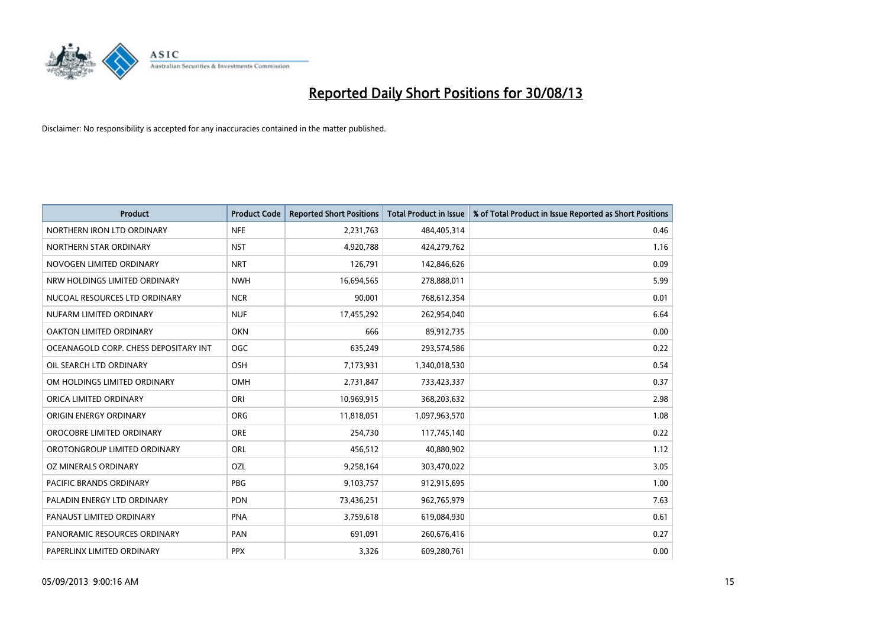# Reported Daily Short Positions for 30/08/13

Disclaimer: No responsibility is accepted for any inaccuracies contained in the matter published.

| Product | Product Code | Reported Short Positions | Total Product in Issue | % of Total Product in Issue Reported as Short Positions |
|---|---|---|---|---|
| NORTHERN IRON LTD ORDINARY | NFE | 2,231,763 | 484,405,314 | 0.46 |
| NORTHERN STAR ORDINARY | NST | 4,920,788 | 424,279,762 | 1.16 |
| NOVOGEN LIMITED ORDINARY | NRT | 126,791 | 142,846,626 | 0.09 |
| NRW HOLDINGS LIMITED ORDINARY | NWH | 16,694,565 | 278,888,011 | 5.99 |
| NUCOAL RESOURCES LTD ORDINARY | NCR | 90,001 | 768,612,354 | 0.01 |
| NUFARM LIMITED ORDINARY | NUF | 17,455,292 | 262,954,040 | 6.64 |
| OAKTON LIMITED ORDINARY | OKN | 666 | 89,912,735 | 0.00 |
| OCEANAGOLD CORP. CHESS DEPOSITARY INT | OGC | 635,249 | 293,574,586 | 0.22 |
| OIL SEARCH LTD ORDINARY | OSH | 7,173,931 | 1,340,018,530 | 0.54 |
| OM HOLDINGS LIMITED ORDINARY | OMH | 2,731,847 | 733,423,337 | 0.37 |
| ORICA LIMITED ORDINARY | ORI | 10,969,915 | 368,203,632 | 2.98 |
| ORIGIN ENERGY ORDINARY | ORG | 11,818,051 | 1,097,963,570 | 1.08 |
| OROCOBRE LIMITED ORDINARY | ORE | 254,730 | 117,745,140 | 0.22 |
| OROTONGROUP LIMITED ORDINARY | ORL | 456,512 | 40,880,902 | 1.12 |
| OZ MINERALS ORDINARY | OZL | 9,258,164 | 303,470,022 | 3.05 |
| PACIFIC BRANDS ORDINARY | PBG | 9,103,757 | 912,915,695 | 1.00 |
| PALADIN ENERGY LTD ORDINARY | PDN | 73,436,251 | 962,765,979 | 7.63 |
| PANAUST LIMITED ORDINARY | PNA | 3,759,618 | 619,084,930 | 0.61 |
| PANORAMIC RESOURCES ORDINARY | PAN | 691,091 | 260,676,416 | 0.27 |
| PAPERLINX LIMITED ORDINARY | PPX | 3,326 | 609,280,761 | 0.00 |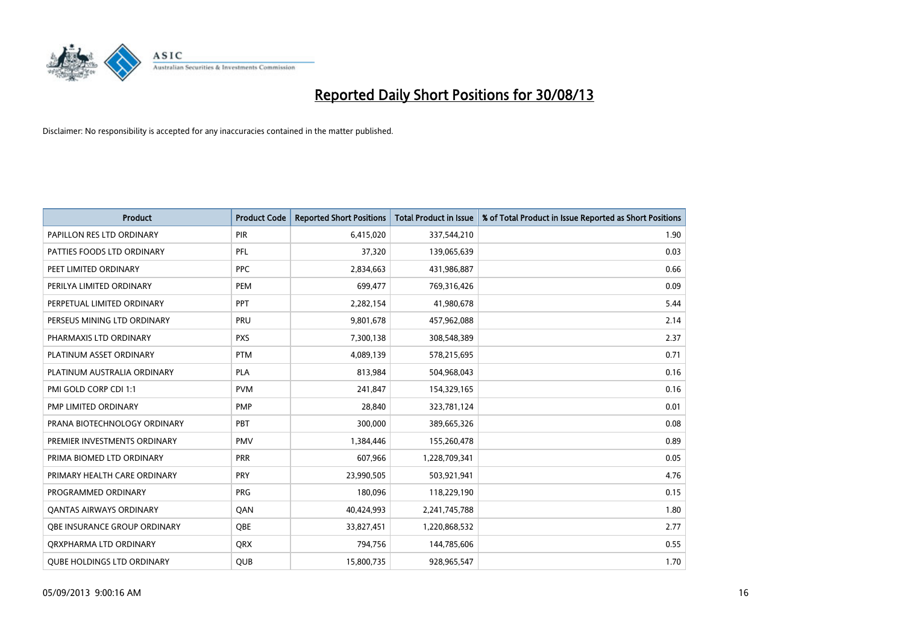# Reported Daily Short Positions for 30/08/13

Disclaimer: No responsibility is accepted for any inaccuracies contained in the matter published.

| Product | Product Code | Reported Short Positions | Total Product in Issue | % of Total Product in Issue Reported as Short Positions |
|---|---|---|---|---|
| PAPILLON RES LTD ORDINARY | PIR | 6,415,020 | 337,544,210 | 1.90 |
| PATTIES FOODS LTD ORDINARY | PFL | 37,320 | 139,065,639 | 0.03 |
| PEET LIMITED ORDINARY | PPC | 2,834,663 | 431,986,887 | 0.66 |
| PERILYA LIMITED ORDINARY | PEM | 699,477 | 769,316,426 | 0.09 |
| PERPETUAL LIMITED ORDINARY | PPT | 2,282,154 | 41,980,678 | 5.44 |
| PERSEUS MINING LTD ORDINARY | PRU | 9,801,678 | 457,962,088 | 2.14 |
| PHARMAXIS LTD ORDINARY | PXS | 7,300,138 | 308,548,389 | 2.37 |
| PLATINUM ASSET ORDINARY | PTM | 4,089,139 | 578,215,695 | 0.71 |
| PLATINUM AUSTRALIA ORDINARY | PLA | 813,984 | 504,968,043 | 0.16 |
| PMI GOLD CORP CDI 1:1 | PVM | 241,847 | 154,329,165 | 0.16 |
| PMP LIMITED ORDINARY | PMP | 28,840 | 323,781,124 | 0.01 |
| PRANA BIOTECHNOLOGY ORDINARY | PBT | 300,000 | 389,665,326 | 0.08 |
| PREMIER INVESTMENTS ORDINARY | PMV | 1,384,446 | 155,260,478 | 0.89 |
| PRIMA BIOMED LTD ORDINARY | PRR | 607,966 | 1,228,709,341 | 0.05 |
| PRIMARY HEALTH CARE ORDINARY | PRY | 23,990,505 | 503,921,941 | 4.76 |
| PROGRAMMED ORDINARY | PRG | 180,096 | 118,229,190 | 0.15 |
| QANTAS AIRWAYS ORDINARY | QAN | 40,424,993 | 2,241,745,788 | 1.80 |
| QBE INSURANCE GROUP ORDINARY | QBE | 33,827,451 | 1,220,868,532 | 2.77 |
| QRXPHARMA LTD ORDINARY | QRX | 794,756 | 144,785,606 | 0.55 |
| QUBE HOLDINGS LTD ORDINARY | QUB | 15,800,735 | 928,965,547 | 1.70 |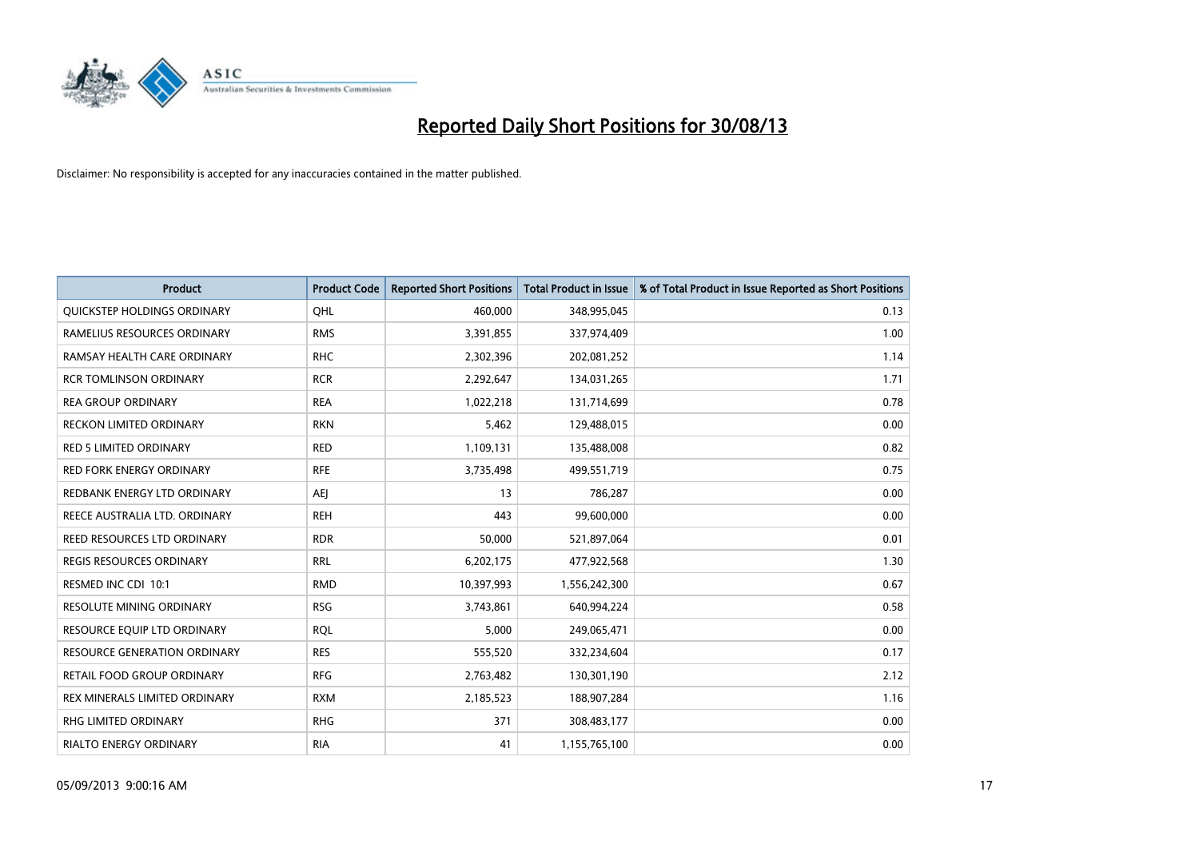# Reported Daily Short Positions for 30/08/13

Disclaimer: No responsibility is accepted for any inaccuracies contained in the matter published.

| Product | Product Code | Reported Short Positions | Total Product in Issue | % of Total Product in Issue Reported as Short Positions |
|---|---|---|---|---|
| QUICKSTEP HOLDINGS ORDINARY | QHL | 460,000 | 348,995,045 | 0.13 |
| RAMELIUS RESOURCES ORDINARY | RMS | 3,391,855 | 337,974,409 | 1.00 |
| RAMSAY HEALTH CARE ORDINARY | RHC | 2,302,396 | 202,081,252 | 1.14 |
| RCR TOMLINSON ORDINARY | RCR | 2,292,647 | 134,031,265 | 1.71 |
| REA GROUP ORDINARY | REA | 1,022,218 | 131,714,699 | 0.78 |
| RECKON LIMITED ORDINARY | RKN | 5,462 | 129,488,015 | 0.00 |
| RED 5 LIMITED ORDINARY | RED | 1,109,131 | 135,488,008 | 0.82 |
| RED FORK ENERGY ORDINARY | RFE | 3,735,498 | 499,551,719 | 0.75 |
| REDBANK ENERGY LTD ORDINARY | AEJ | 13 | 786,287 | 0.00 |
| REECE AUSTRALIA LTD. ORDINARY | REH | 443 | 99,600,000 | 0.00 |
| REED RESOURCES LTD ORDINARY | RDR | 50,000 | 521,897,064 | 0.01 |
| REGIS RESOURCES ORDINARY | RRL | 6,202,175 | 477,922,568 | 1.30 |
| RESMED INC CDI 10:1 | RMD | 10,397,993 | 1,556,242,300 | 0.67 |
| RESOLUTE MINING ORDINARY | RSG | 3,743,861 | 640,994,224 | 0.58 |
| RESOURCE EQUIP LTD ORDINARY | RQL | 5,000 | 249,065,471 | 0.00 |
| RESOURCE GENERATION ORDINARY | RES | 555,520 | 332,234,604 | 0.17 |
| RETAIL FOOD GROUP ORDINARY | RFG | 2,763,482 | 130,301,190 | 2.12 |
| REX MINERALS LIMITED ORDINARY | RXM | 2,185,523 | 188,907,284 | 1.16 |
| RHG LIMITED ORDINARY | RHG | 371 | 308,483,177 | 0.00 |
| RIALTO ENERGY ORDINARY | RIA | 41 | 1,155,765,100 | 0.00 |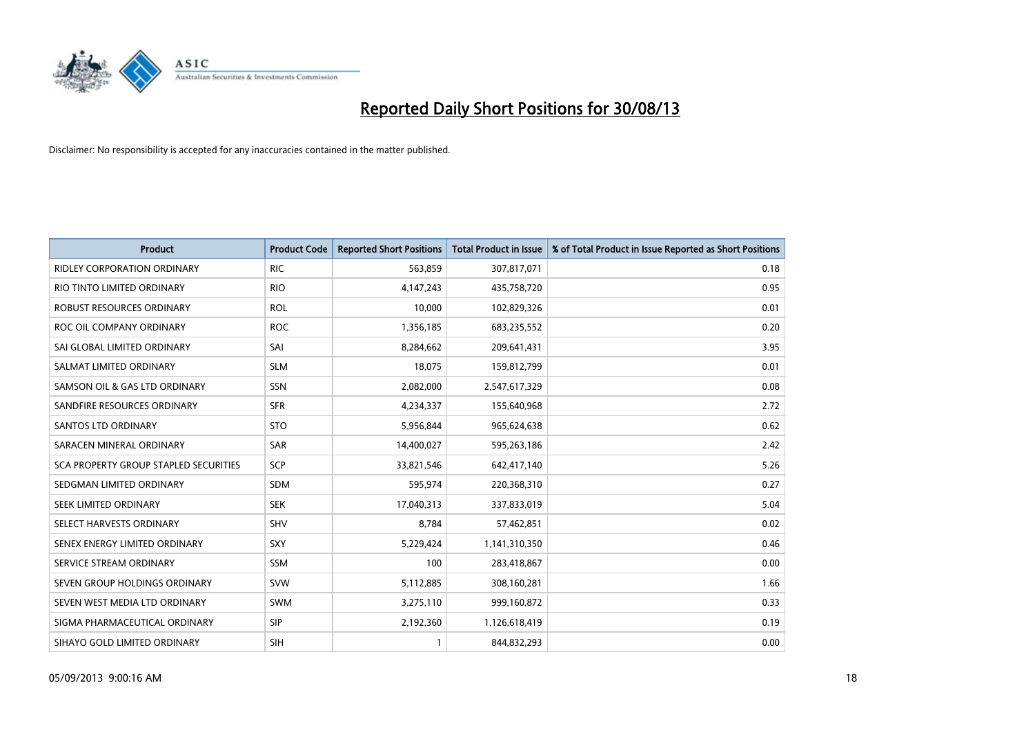# Reported Daily Short Positions for 30/08/13

Disclaimer: No responsibility is accepted for any inaccuracies contained in the matter published.

| Product | Product Code | Reported Short Positions | Total Product in Issue | % of Total Product in Issue Reported as Short Positions |
|---|---|---|---|---|
| RIDLEY CORPORATION ORDINARY | RIC | 563,859 | 307,817,071 | 0.18 |
| RIO TINTO LIMITED ORDINARY | RIO | 4,147,243 | 435,758,720 | 0.95 |
| ROBUST RESOURCES ORDINARY | ROL | 10,000 | 102,829,326 | 0.01 |
| ROC OIL COMPANY ORDINARY | ROC | 1,356,185 | 683,235,552 | 0.20 |
| SAI GLOBAL LIMITED ORDINARY | SAI | 8,284,662 | 209,641,431 | 3.95 |
| SALMAT LIMITED ORDINARY | SLM | 18,075 | 159,812,799 | 0.01 |
| SAMSON OIL & GAS LTD ORDINARY | SSN | 2,082,000 | 2,547,617,329 | 0.08 |
| SANDFIRE RESOURCES ORDINARY | SFR | 4,234,337 | 155,640,968 | 2.72 |
| SANTOS LTD ORDINARY | STO | 5,956,844 | 965,624,638 | 0.62 |
| SARACEN MINERAL ORDINARY | SAR | 14,400,027 | 595,263,186 | 2.42 |
| SCA PROPERTY GROUP STAPLED SECURITIES | SCP | 33,821,546 | 642,417,140 | 5.26 |
| SEDGMAN LIMITED ORDINARY | SDM | 595,974 | 220,368,310 | 0.27 |
| SEEK LIMITED ORDINARY | SEK | 17,040,313 | 337,833,019 | 5.04 |
| SELECT HARVESTS ORDINARY | SHV | 8,784 | 57,462,851 | 0.02 |
| SENEX ENERGY LIMITED ORDINARY | SXY | 5,229,424 | 1,141,310,350 | 0.46 |
| SERVICE STREAM ORDINARY | SSM | 100 | 283,418,867 | 0.00 |
| SEVEN GROUP HOLDINGS ORDINARY | SVW | 5,112,885 | 308,160,281 | 1.66 |
| SEVEN WEST MEDIA LTD ORDINARY | SWM | 3,275,110 | 999,160,872 | 0.33 |
| SIGMA PHARMACEUTICAL ORDINARY | SIP | 2,192,360 | 1,126,618,419 | 0.19 |
| SIHAYO GOLD LIMITED ORDINARY | SIH | 1 | 844,832,293 | 0.00 |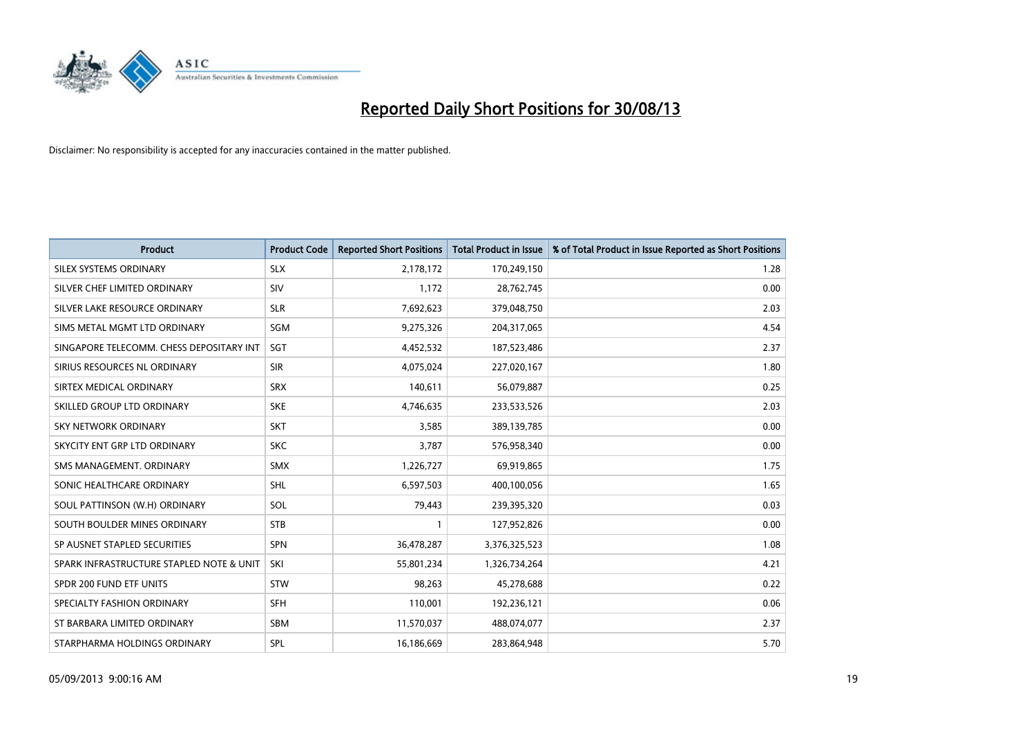# Reported Daily Short Positions for 30/08/13

Disclaimer: No responsibility is accepted for any inaccuracies contained in the matter published.

| Product | Product Code | Reported Short Positions | Total Product in Issue | % of Total Product in Issue Reported as Short Positions |
|---|---|---|---|---|
| SILEX SYSTEMS ORDINARY | SLX | 2,178,172 | 170,249,150 | 1.28 |
| SILVER CHEF LIMITED ORDINARY | SIV | 1,172 | 28,762,745 | 0.00 |
| SILVER LAKE RESOURCE ORDINARY | SLR | 7,692,623 | 379,048,750 | 2.03 |
| SIMS METAL MGMT LTD ORDINARY | SGM | 9,275,326 | 204,317,065 | 4.54 |
| SINGAPORE TELECOMM. CHESS DEPOSITARY INT | SGT | 4,452,532 | 187,523,486 | 2.37 |
| SIRIUS RESOURCES NL ORDINARY | SIR | 4,075,024 | 227,020,167 | 1.80 |
| SIRTEX MEDICAL ORDINARY | SRX | 140,611 | 56,079,887 | 0.25 |
| SKILLED GROUP LTD ORDINARY | SKE | 4,746,635 | 233,533,526 | 2.03 |
| SKY NETWORK ORDINARY | SKT | 3,585 | 389,139,785 | 0.00 |
| SKYCITY ENT GRP LTD ORDINARY | SKC | 3,787 | 576,958,340 | 0.00 |
| SMS MANAGEMENT. ORDINARY | SMX | 1,226,727 | 69,919,865 | 1.75 |
| SONIC HEALTHCARE ORDINARY | SHL | 6,597,503 | 400,100,056 | 1.65 |
| SOUL PATTINSON (W.H) ORDINARY | SOL | 79,443 | 239,395,320 | 0.03 |
| SOUTH BOULDER MINES ORDINARY | STB | 1 | 127,952,826 | 0.00 |
| SP AUSNET STAPLED SECURITIES | SPN | 36,478,287 | 3,376,325,523 | 1.08 |
| SPARK INFRASTRUCTURE STAPLED NOTE & UNIT | SKI | 55,801,234 | 1,326,734,264 | 4.21 |
| SPDR 200 FUND ETF UNITS | STW | 98,263 | 45,278,688 | 0.22 |
| SPECIALTY FASHION ORDINARY | SFH | 110,001 | 192,236,121 | 0.06 |
| ST BARBARA LIMITED ORDINARY | SBM | 11,570,037 | 488,074,077 | 2.37 |
| STARPHARMA HOLDINGS ORDINARY | SPL | 16,186,669 | 283,864,948 | 5.70 |

05/09/2013 9:00:16 AM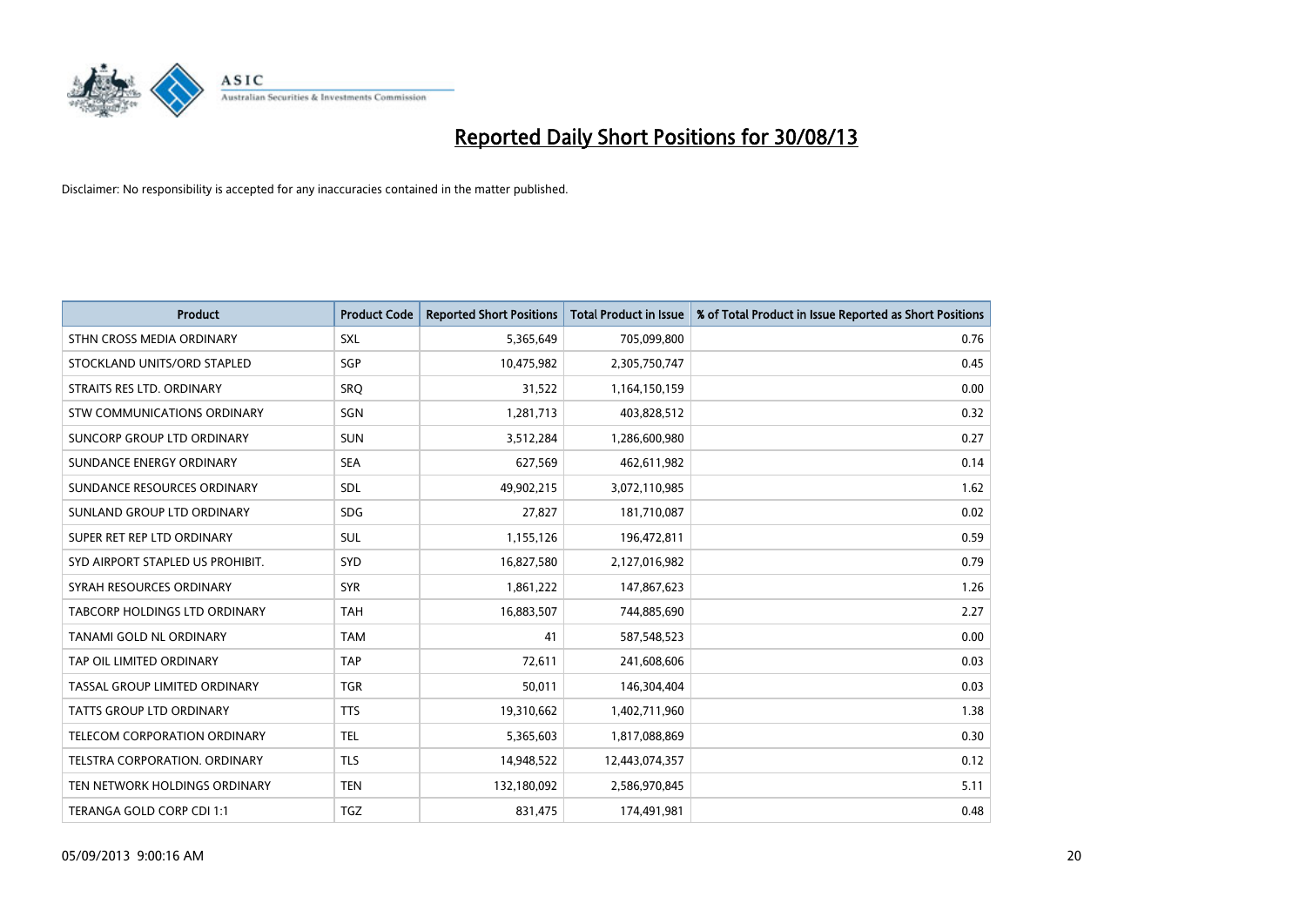# Reported Daily Short Positions for 30/08/13

Disclaimer: No responsibility is accepted for any inaccuracies contained in the matter published.

| Product | Product Code | Reported Short Positions | Total Product in Issue | % of Total Product in Issue Reported as Short Positions |
|---|---|---|---|---|
| STHN CROSS MEDIA ORDINARY | SXL | 5,365,649 | 705,099,800 | 0.76 |
| STOCKLAND UNITS/ORD STAPLED | SGP | 10,475,982 | 2,305,750,747 | 0.45 |
| STRAITS RES LTD. ORDINARY | SRQ | 31,522 | 1,164,150,159 | 0.00 |
| STW COMMUNICATIONS ORDINARY | SGN | 1,281,713 | 403,828,512 | 0.32 |
| SUNCORP GROUP LTD ORDINARY | SUN | 3,512,284 | 1,286,600,980 | 0.27 |
| SUNDANCE ENERGY ORDINARY | SEA | 627,569 | 462,611,982 | 0.14 |
| SUNDANCE RESOURCES ORDINARY | SDL | 49,902,215 | 3,072,110,985 | 1.62 |
| SUNLAND GROUP LTD ORDINARY | SDG | 27,827 | 181,710,087 | 0.02 |
| SUPER RET REP LTD ORDINARY | SUL | 1,155,126 | 196,472,811 | 0.59 |
| SYD AIRPORT STAPLED US PROHIBIT. | SYD | 16,827,580 | 2,127,016,982 | 0.79 |
| SYRAH RESOURCES ORDINARY | SYR | 1,861,222 | 147,867,623 | 1.26 |
| TABCORP HOLDINGS LTD ORDINARY | TAH | 16,883,507 | 744,885,690 | 2.27 |
| TANAMI GOLD NL ORDINARY | TAM | 41 | 587,548,523 | 0.00 |
| TAP OIL LIMITED ORDINARY | TAP | 72,611 | 241,608,606 | 0.03 |
| TASSAL GROUP LIMITED ORDINARY | TGR | 50,011 | 146,304,404 | 0.03 |
| TATTS GROUP LTD ORDINARY | TTS | 19,310,662 | 1,402,711,960 | 1.38 |
| TELECOM CORPORATION ORDINARY | TEL | 5,365,603 | 1,817,088,869 | 0.30 |
| TELSTRA CORPORATION. ORDINARY | TLS | 14,948,522 | 12,443,074,357 | 0.12 |
| TEN NETWORK HOLDINGS ORDINARY | TEN | 132,180,092 | 2,586,970,845 | 5.11 |
| TERANGA GOLD CORP CDI 1:1 | TGZ | 831,475 | 174,491,981 | 0.48 |

05/09/2013 9:00:16 AM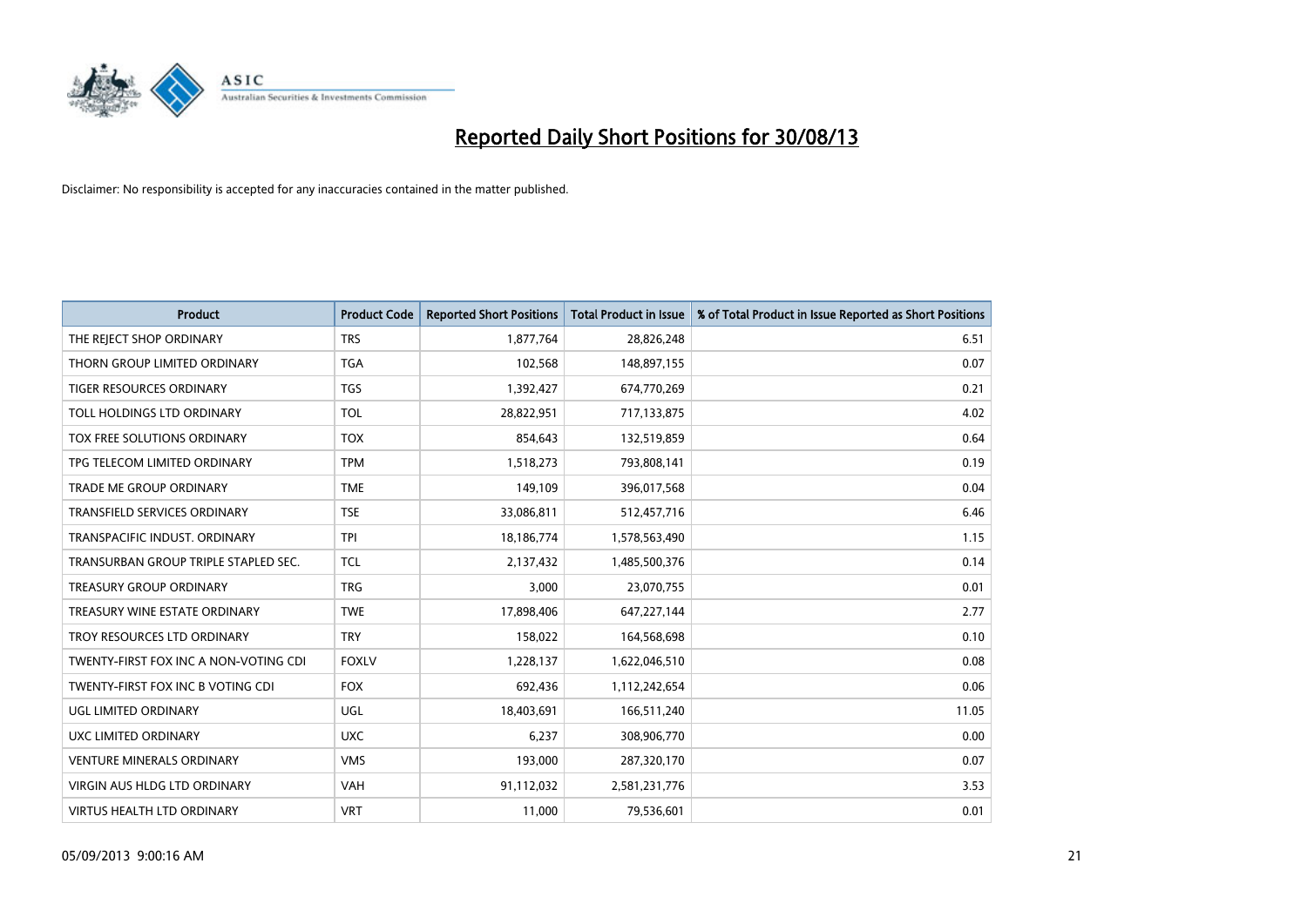# Reported Daily Short Positions for 30/08/13

Disclaimer: No responsibility is accepted for any inaccuracies contained in the matter published.

| Product | Product Code | Reported Short Positions | Total Product in Issue | % of Total Product in Issue Reported as Short Positions |
|---|---|---|---|---|
| THE REJECT SHOP ORDINARY | TRS | 1,877,764 | 28,826,248 | 6.51 |
| THORN GROUP LIMITED ORDINARY | TGA | 102,568 | 148,897,155 | 0.07 |
| TIGER RESOURCES ORDINARY | TGS | 1,392,427 | 674,770,269 | 0.21 |
| TOLL HOLDINGS LTD ORDINARY | TOL | 28,822,951 | 717,133,875 | 4.02 |
| TOX FREE SOLUTIONS ORDINARY | TOX | 854,643 | 132,519,859 | 0.64 |
| TPG TELECOM LIMITED ORDINARY | TPM | 1,518,273 | 793,808,141 | 0.19 |
| TRADE ME GROUP ORDINARY | TME | 149,109 | 396,017,568 | 0.04 |
| TRANSFIELD SERVICES ORDINARY | TSE | 33,086,811 | 512,457,716 | 6.46 |
| TRANSPACIFIC INDUST. ORDINARY | TPI | 18,186,774 | 1,578,563,490 | 1.15 |
| TRANSURBAN GROUP TRIPLE STAPLED SEC. | TCL | 2,137,432 | 1,485,500,376 | 0.14 |
| TREASURY GROUP ORDINARY | TRG | 3,000 | 23,070,755 | 0.01 |
| TREASURY WINE ESTATE ORDINARY | TWE | 17,898,406 | 647,227,144 | 2.77 |
| TROY RESOURCES LTD ORDINARY | TRY | 158,022 | 164,568,698 | 0.10 |
| TWENTY-FIRST FOX INC A NON-VOTING CDI | FOXLV | 1,228,137 | 1,622,046,510 | 0.08 |
| TWENTY-FIRST FOX INC B VOTING CDI | FOX | 692,436 | 1,112,242,654 | 0.06 |
| UGL LIMITED ORDINARY | UGL | 18,403,691 | 166,511,240 | 11.05 |
| UXC LIMITED ORDINARY | UXC | 6,237 | 308,906,770 | 0.00 |
| VENTURE MINERALS ORDINARY | VMS | 193,000 | 287,320,170 | 0.07 |
| VIRGIN AUS HLDG LTD ORDINARY | VAH | 91,112,032 | 2,581,231,776 | 3.53 |
| VIRTUS HEALTH LTD ORDINARY | VRT | 11,000 | 79,536,601 | 0.01 |

05/09/2013 9:00:16 AM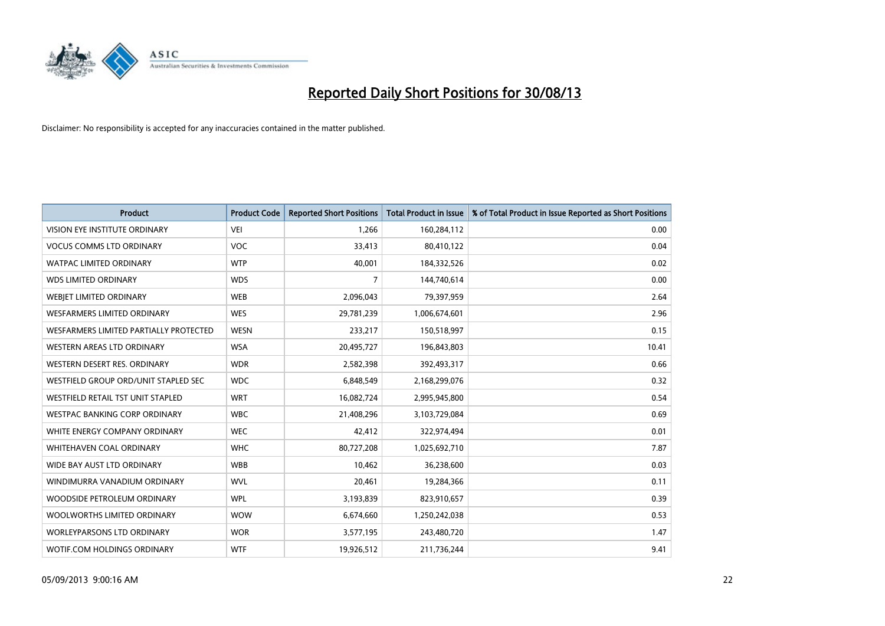# Reported Daily Short Positions for 30/08/13

Disclaimer: No responsibility is accepted for any inaccuracies contained in the matter published.

| Product | Product Code | Reported Short Positions | Total Product in Issue | % of Total Product in Issue Reported as Short Positions |
|---|---|---|---|---|
| VISION EYE INSTITUTE ORDINARY | VEI | 1,266 | 160,284,112 | 0.00 |
| VOCUS COMMS LTD ORDINARY | VOC | 33,413 | 80,410,122 | 0.04 |
| WATPAC LIMITED ORDINARY | WTP | 40,001 | 184,332,526 | 0.02 |
| WDS LIMITED ORDINARY | WDS | 7 | 144,740,614 | 0.00 |
| WEBJET LIMITED ORDINARY | WEB | 2,096,043 | 79,397,959 | 2.64 |
| WESFARMERS LIMITED ORDINARY | WES | 29,781,239 | 1,006,674,601 | 2.96 |
| WESFARMERS LIMITED PARTIALLY PROTECTED | WESN | 233,217 | 150,518,997 | 0.15 |
| WESTERN AREAS LTD ORDINARY | WSA | 20,495,727 | 196,843,803 | 10.41 |
| WESTERN DESERT RES. ORDINARY | WDR | 2,582,398 | 392,493,317 | 0.66 |
| WESTFIELD GROUP ORD/UNIT STAPLED SEC | WDC | 6,848,549 | 2,168,299,076 | 0.32 |
| WESTFIELD RETAIL TST UNIT STAPLED | WRT | 16,082,724 | 2,995,945,800 | 0.54 |
| WESTPAC BANKING CORP ORDINARY | WBC | 21,408,296 | 3,103,729,084 | 0.69 |
| WHITE ENERGY COMPANY ORDINARY | WEC | 42,412 | 322,974,494 | 0.01 |
| WHITEHAVEN COAL ORDINARY | WHC | 80,727,208 | 1,025,692,710 | 7.87 |
| WIDE BAY AUST LTD ORDINARY | WBB | 10,462 | 36,238,600 | 0.03 |
| WINDIMURRA VANADIUM ORDINARY | WVL | 20,461 | 19,284,366 | 0.11 |
| WOODSIDE PETROLEUM ORDINARY | WPL | 3,193,839 | 823,910,657 | 0.39 |
| WOOLWORTHS LIMITED ORDINARY | WOW | 6,674,660 | 1,250,242,038 | 0.53 |
| WORLEYPARSONS LTD ORDINARY | WOR | 3,577,195 | 243,480,720 | 1.47 |
| WOTIF.COM HOLDINGS ORDINARY | WTF | 19,926,512 | 211,736,244 | 9.41 |

05/09/2013 9:00:16 AM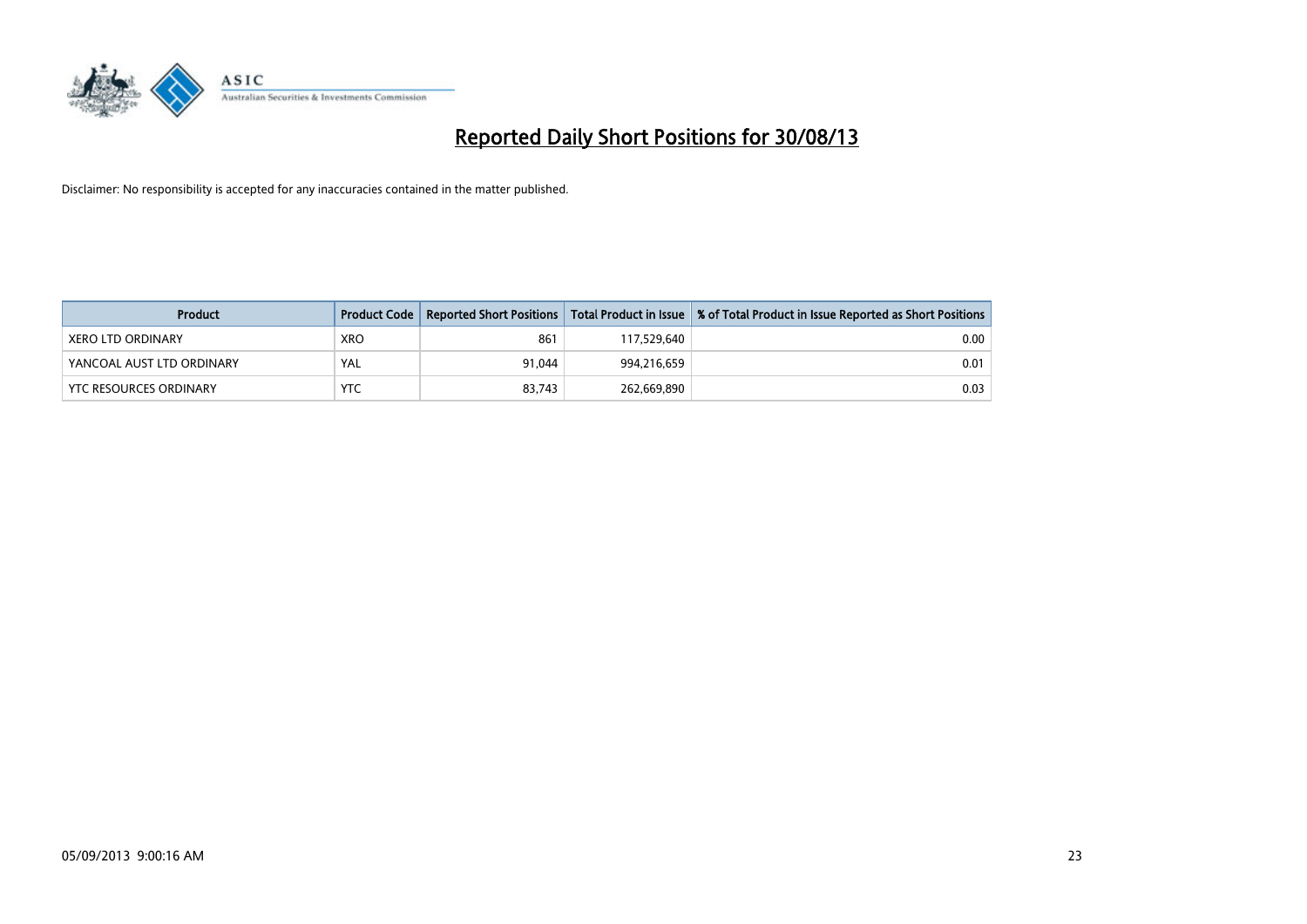# Reported Daily Short Positions for 30/08/13

Disclaimer: No responsibility is accepted for any inaccuracies contained in the matter published.

| Product | Product Code | Reported Short Positions | Total Product in Issue | % of Total Product in Issue Reported as Short Positions |
|---|---|---|---|---|
| XERO LTD ORDINARY | XRO | 861 | 117,529,640 | 0.00 |
| YANCOAL AUST LTD ORDINARY | YAL | 91,044 | 994,216,659 | 0.01 |
| YTC RESOURCES ORDINARY | YTC | 83,743 | 262,669,890 | 0.03 |

05/09/2013 9:00:16 AM